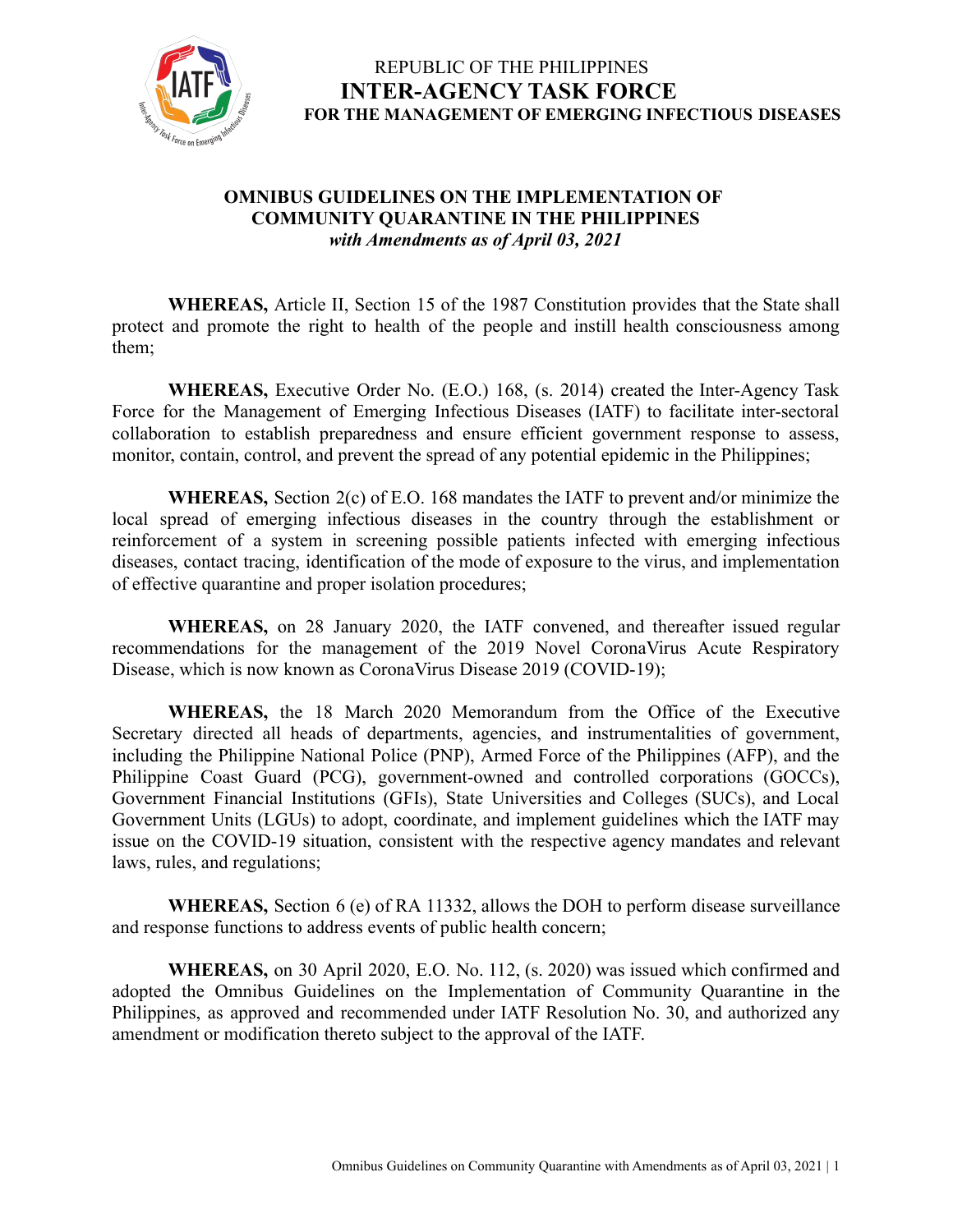REPUBLIC OF THE PHILIPPINES
**INTER-AGENCY TASK FORCE**
**FOR THE MANAGEMENT OF EMERGING INFECTIOUS DISEASES**

# OMNIBUS GUIDELINES ON THE IMPLEMENTATION OF COMMUNITY QUARANTINE IN THE PHILIPPINES
***with Amendments as of April 03, 2021***

**WHEREAS,** Article II, Section 15 of the 1987 Constitution provides that the State shall protect and promote the right to health of the people and instill health consciousness among them;

**WHEREAS,** Executive Order No. (E.O.) 168, (s. 2014) created the Inter-Agency Task Force for the Management of Emerging Infectious Diseases (IATF) to facilitate inter-sectoral collaboration to establish preparedness and ensure efficient government response to assess, monitor, contain, control, and prevent the spread of any potential epidemic in the Philippines;

**WHEREAS,** Section 2(c) of E.O. 168 mandates the IATF to prevent and/or minimize the local spread of emerging infectious diseases in the country through the establishment or reinforcement of a system in screening possible patients infected with emerging infectious diseases, contact tracing, identification of the mode of exposure to the virus, and implementation of effective quarantine and proper isolation procedures;

**WHEREAS,** on 28 January 2020, the IATF convened, and thereafter issued regular recommendations for the management of the 2019 Novel CoronaVirus Acute Respiratory Disease, which is now known as CoronaVirus Disease 2019 (COVID-19);

**WHEREAS,** the 18 March 2020 Memorandum from the Office of the Executive Secretary directed all heads of departments, agencies, and instrumentalities of government, including the Philippine National Police (PNP), Armed Force of the Philippines (AFP), and the Philippine Coast Guard (PCG), government-owned and controlled corporations (GOCCs), Government Financial Institutions (GFIs), State Universities and Colleges (SUCs), and Local Government Units (LGUs) to adopt, coordinate, and implement guidelines which the IATF may issue on the COVID-19 situation, consistent with the respective agency mandates and relevant laws, rules, and regulations;

**WHEREAS,** Section 6 (e) of RA 11332, allows the DOH to perform disease surveillance and response functions to address events of public health concern;

**WHEREAS,** on 30 April 2020, E.O. No. 112, (s. 2020) was issued which confirmed and adopted the Omnibus Guidelines on the Implementation of Community Quarantine in the Philippines, as approved and recommended under IATF Resolution No. 30, and authorized any amendment or modification thereto subject to the approval of the IATF.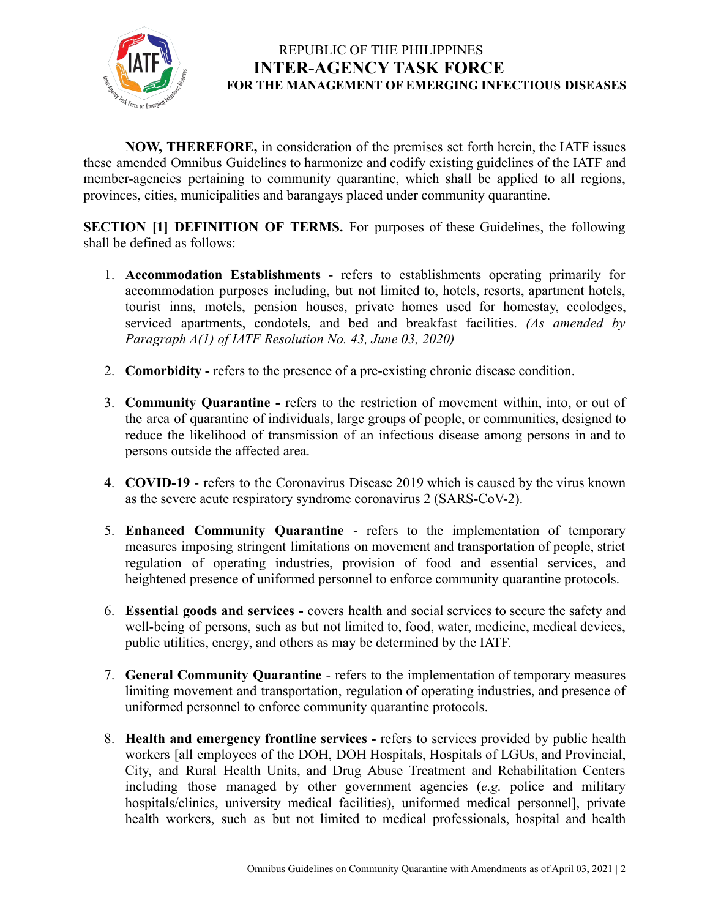**NOW, THEREFORE,** in consideration of the premises set forth herein, the IATF issues these amended Omnibus Guidelines to harmonize and codify existing guidelines of the IATF and member-agencies pertaining to community quarantine, which shall be applied to all regions, provinces, cities, municipalities and barangays placed under community quarantine.

**SECTION [1] DEFINITION OF TERMS.** For purposes of these Guidelines, the following shall be defined as follows:

1. **Accommodation Establishments** - refers to establishments operating primarily for accommodation purposes including, but not limited to, hotels, resorts, apartment hotels, tourist inns, motels, pension houses, private homes used for homestay, ecolodges, serviced apartments, condotels, and bed and breakfast facilities. *(As amended by Paragraph A(1) of IATF Resolution No. 43, June 03, 2020)*

2. **Comorbidity -** refers to the presence of a pre-existing chronic disease condition.

3. **Community Quarantine -** refers to the restriction of movement within, into, or out of the area of quarantine of individuals, large groups of people, or communities, designed to reduce the likelihood of transmission of an infectious disease among persons in and to persons outside the affected area.

4. **COVID-19** - refers to the Coronavirus Disease 2019 which is caused by the virus known as the severe acute respiratory syndrome coronavirus 2 (SARS-CoV-2).

5. **Enhanced Community Quarantine** - refers to the implementation of temporary measures imposing stringent limitations on movement and transportation of people, strict regulation of operating industries, provision of food and essential services, and heightened presence of uniformed personnel to enforce community quarantine protocols.

6. **Essential goods and services -** covers health and social services to secure the safety and well-being of persons, such as but not limited to, food, water, medicine, medical devices, public utilities, energy, and others as may be determined by the IATF.

7. **General Community Quarantine** - refers to the implementation of temporary measures limiting movement and transportation, regulation of operating industries, and presence of uniformed personnel to enforce community quarantine protocols.

8. **Health and emergency frontline services -** refers to services provided by public health workers [all employees of the DOH, DOH Hospitals, Hospitals of LGUs, and Provincial, City, and Rural Health Units, and Drug Abuse Treatment and Rehabilitation Centers including those managed by other government agencies (*e.g.* police and military hospitals/clinics, university medical facilities), uniformed medical personnel], private health workers, such as but not limited to medical professionals, hospital and health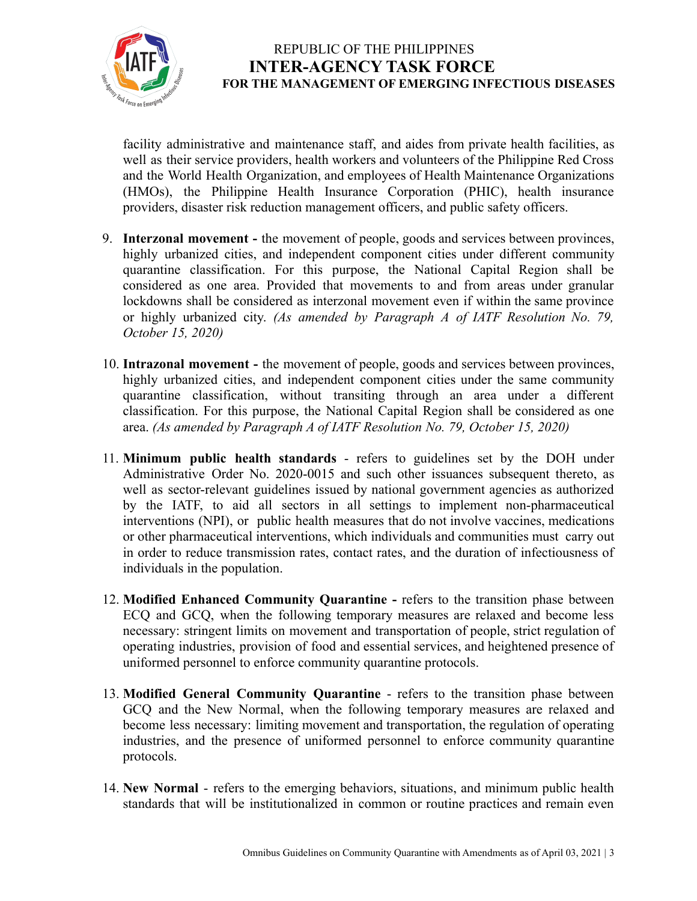facility administrative and maintenance staff, and aides from private health facilities, as well as their service providers, health workers and volunteers of the Philippine Red Cross and the World Health Organization, and employees of Health Maintenance Organizations (HMOs), the Philippine Health Insurance Corporation (PHIC), health insurance providers, disaster risk reduction management officers, and public safety officers.

9. **Interzonal movement -** the movement of people, goods and services between provinces, highly urbanized cities, and independent component cities under different community quarantine classification. For this purpose, the National Capital Region shall be considered as one area. Provided that movements to and from areas under granular lockdowns shall be considered as interzonal movement even if within the same province or highly urbanized city. *(As amended by Paragraph A of IATF Resolution No. 79, October 15, 2020)*

10. **Intrazonal movement -** the movement of people, goods and services between provinces, highly urbanized cities, and independent component cities under the same community quarantine classification, without transiting through an area under a different classification. For this purpose, the National Capital Region shall be considered as one area. *(As amended by Paragraph A of IATF Resolution No. 79, October 15, 2020)*

11. **Minimum public health standards** - refers to guidelines set by the DOH under Administrative Order No. 2020-0015 and such other issuances subsequent thereto, as well as sector-relevant guidelines issued by national government agencies as authorized by the IATF, to aid all sectors in all settings to implement non-pharmaceutical interventions (NPI), or public health measures that do not involve vaccines, medications or other pharmaceutical interventions, which individuals and communities must carry out in order to reduce transmission rates, contact rates, and the duration of infectiousness of individuals in the population.

12. **Modified Enhanced Community Quarantine -** refers to the transition phase between ECQ and GCQ, when the following temporary measures are relaxed and become less necessary: stringent limits on movement and transportation of people, strict regulation of operating industries, provision of food and essential services, and heightened presence of uniformed personnel to enforce community quarantine protocols.

13. **Modified General Community Quarantine** - refers to the transition phase between GCQ and the New Normal, when the following temporary measures are relaxed and become less necessary: limiting movement and transportation, the regulation of operating industries, and the presence of uniformed personnel to enforce community quarantine protocols.

14. **New Normal** - refers to the emerging behaviors, situations, and minimum public health standards that will be institutionalized in common or routine practices and remain even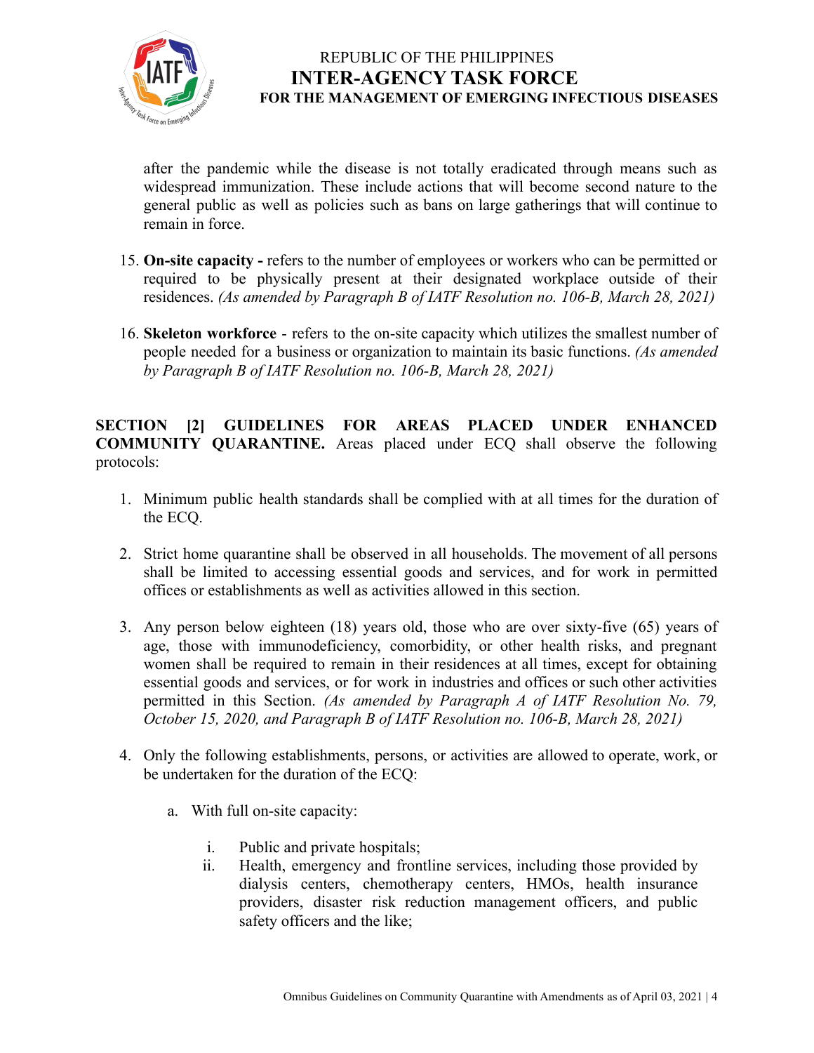after the pandemic while the disease is not totally eradicated through means such as widespread immunization. These include actions that will become second nature to the general public as well as policies such as bans on large gatherings that will continue to remain in force.

15. **On-site capacity -** refers to the number of employees or workers who can be permitted or required to be physically present at their designated workplace outside of their residences. *(As amended by Paragraph B of IATF Resolution no. 106-B, March 28, 2021)*

16. **Skeleton workforce** - refers to the on-site capacity which utilizes the smallest number of people needed for a business or organization to maintain its basic functions. *(As amended by Paragraph B of IATF Resolution no. 106-B, March 28, 2021)*

**SECTION [2] GUIDELINES FOR AREAS PLACED UNDER ENHANCED COMMUNITY QUARANTINE.** Areas placed under ECQ shall observe the following protocols:

1. Minimum public health standards shall be complied with at all times for the duration of the ECQ.

2. Strict home quarantine shall be observed in all households. The movement of all persons shall be limited to accessing essential goods and services, and for work in permitted offices or establishments as well as activities allowed in this section.

3. Any person below eighteen (18) years old, those who are over sixty-five (65) years of age, those with immunodeficiency, comorbidity, or other health risks, and pregnant women shall be required to remain in their residences at all times, except for obtaining essential goods and services, or for work in industries and offices or such other activities permitted in this Section. *(As amended by Paragraph A of IATF Resolution No. 79, October 15, 2020, and Paragraph B of IATF Resolution no. 106-B, March 28, 2021)*

4. Only the following establishments, persons, or activities are allowed to operate, work, or be undertaken for the duration of the ECQ:

    a. With full on-site capacity:

        i. Public and private hospitals;
        ii. Health, emergency and frontline services, including those provided by dialysis centers, chemotherapy centers, HMOs, health insurance providers, disaster risk reduction management officers, and public safety officers and the like;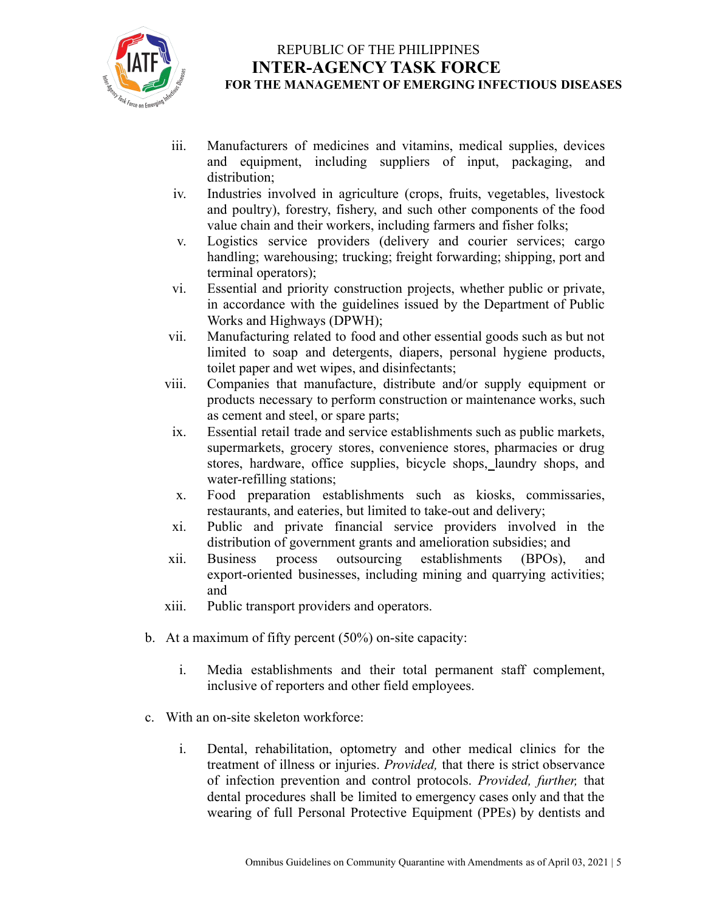iii. Manufacturers of medicines and vitamins, medical supplies, devices and equipment, including suppliers of input, packaging, and distribution;
iv. Industries involved in agriculture (crops, fruits, vegetables, livestock and poultry), forestry, fishery, and such other components of the food value chain and their workers, including farmers and fisher folks;
v. Logistics service providers (delivery and courier services; cargo handling; warehousing; trucking; freight forwarding; shipping, port and terminal operators);
vi. Essential and priority construction projects, whether public or private, in accordance with the guidelines issued by the Department of Public Works and Highways (DPWH);
vii. Manufacturing related to food and other essential goods such as but not limited to soap and detergents, diapers, personal hygiene products, toilet paper and wet wipes, and disinfectants;
viii. Companies that manufacture, distribute and/or supply equipment or products necessary to perform construction or maintenance works, such as cement and steel, or spare parts;
ix. Essential retail trade and service establishments such as public markets, supermarkets, grocery stores, convenience stores, pharmacies or drug stores, hardware, office supplies, bicycle shops, laundry shops, and water-refilling stations;
x. Food preparation establishments such as kiosks, commissaries, restaurants, and eateries, but limited to take-out and delivery;
xi. Public and private financial service providers involved in the distribution of government grants and amelioration subsidies; and
xii. Business process outsourcing establishments (BPOs), and export-oriented businesses, including mining and quarrying activities; and
xiii. Public transport providers and operators.

b. At a maximum of fifty percent (50%) on-site capacity:

   i. Media establishments and their total permanent staff complement, inclusive of reporters and other field employees.

c. With an on-site skeleton workforce:

   i. Dental, rehabilitation, optometry and other medical clinics for the treatment of illness or injuries. *Provided,* that there is strict observance of infection prevention and control protocols. *Provided, further,* that dental procedures shall be limited to emergency cases only and that the wearing of full Personal Protective Equipment (PPEs) by dentists and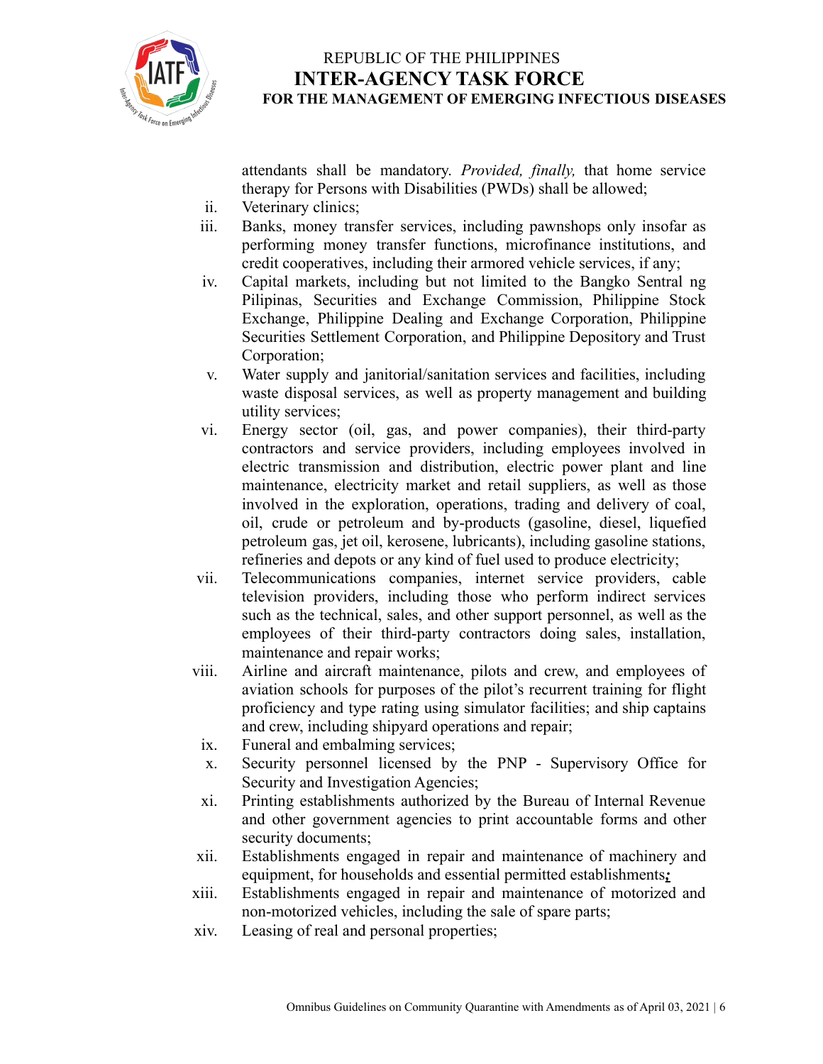attendants shall be mandatory. *Provided, finally,* that home service therapy for Persons with Disabilities (PWDs) shall be allowed;

ii. Veterinary clinics;

iii. Banks, money transfer services, including pawnshops only insofar as performing money transfer functions, microfinance institutions, and credit cooperatives, including their armored vehicle services, if any;

iv. Capital markets, including but not limited to the Bangko Sentral ng Pilipinas, Securities and Exchange Commission, Philippine Stock Exchange, Philippine Dealing and Exchange Corporation, Philippine Securities Settlement Corporation, and Philippine Depository and Trust Corporation;

v. Water supply and janitorial/sanitation services and facilities, including waste disposal services, as well as property management and building utility services;

vi. Energy sector (oil, gas, and power companies), their third-party contractors and service providers, including employees involved in electric transmission and distribution, electric power plant and line maintenance, electricity market and retail suppliers, as well as those involved in the exploration, operations, trading and delivery of coal, oil, crude or petroleum and by-products (gasoline, diesel, liquefied petroleum gas, jet oil, kerosene, lubricants), including gasoline stations, refineries and depots or any kind of fuel used to produce electricity;

vii. Telecommunications companies, internet service providers, cable television providers, including those who perform indirect services such as the technical, sales, and other support personnel, as well as the employees of their third-party contractors doing sales, installation, maintenance and repair works;

viii. Airline and aircraft maintenance, pilots and crew, and employees of aviation schools for purposes of the pilot's recurrent training for flight proficiency and type rating using simulator facilities; and ship captains and crew, including shipyard operations and repair;

ix. Funeral and embalming services;

x. Security personnel licensed by the PNP - Supervisory Office for Security and Investigation Agencies;

xi. Printing establishments authorized by the Bureau of Internal Revenue and other government agencies to print accountable forms and other security documents;

xii. Establishments engaged in repair and maintenance of machinery and equipment, for households and essential permitted establishments***;***

xiii. Establishments engaged in repair and maintenance of motorized and non-motorized vehicles, including the sale of spare parts;

xiv. Leasing of real and personal properties;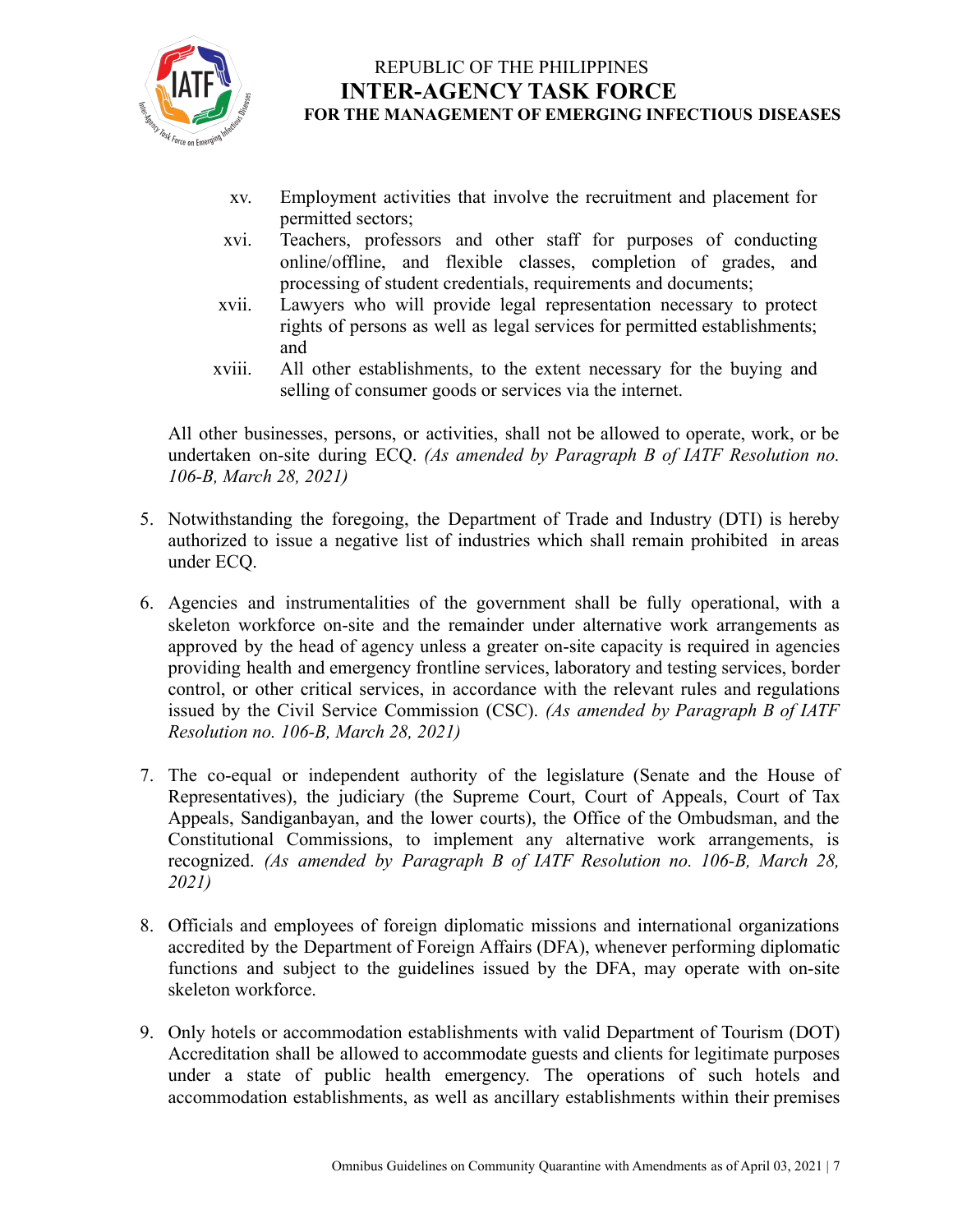xv. Employment activities that involve the recruitment and placement for permitted sectors;

xvi. Teachers, professors and other staff for purposes of conducting online/offline, and flexible classes, completion of grades, and processing of student credentials, requirements and documents;

xvii. Lawyers who will provide legal representation necessary to protect rights of persons as well as legal services for permitted establishments; and

xviii. All other establishments, to the extent necessary for the buying and selling of consumer goods or services via the internet.

All other businesses, persons, or activities, shall not be allowed to operate, work, or be undertaken on-site during ECQ. *(As amended by Paragraph B of IATF Resolution no. 106-B, March 28, 2021)*

5. Notwithstanding the foregoing, the Department of Trade and Industry (DTI) is hereby authorized to issue a negative list of industries which shall remain prohibited in areas under ECQ.

6. Agencies and instrumentalities of the government shall be fully operational, with a skeleton workforce on-site and the remainder under alternative work arrangements as approved by the head of agency unless a greater on-site capacity is required in agencies providing health and emergency frontline services, laboratory and testing services, border control, or other critical services, in accordance with the relevant rules and regulations issued by the Civil Service Commission (CSC). *(As amended by Paragraph B of IATF Resolution no. 106-B, March 28, 2021)*

7. The co-equal or independent authority of the legislature (Senate and the House of Representatives), the judiciary (the Supreme Court, Court of Appeals, Court of Tax Appeals, Sandiganbayan, and the lower courts), the Office of the Ombudsman, and the Constitutional Commissions, to implement any alternative work arrangements, is recognized. *(As amended by Paragraph B of IATF Resolution no. 106-B, March 28, 2021)*

8. Officials and employees of foreign diplomatic missions and international organizations accredited by the Department of Foreign Affairs (DFA), whenever performing diplomatic functions and subject to the guidelines issued by the DFA, may operate with on-site skeleton workforce.

9. Only hotels or accommodation establishments with valid Department of Tourism (DOT) Accreditation shall be allowed to accommodate guests and clients for legitimate purposes under a state of public health emergency. The operations of such hotels and accommodation establishments, as well as ancillary establishments within their premises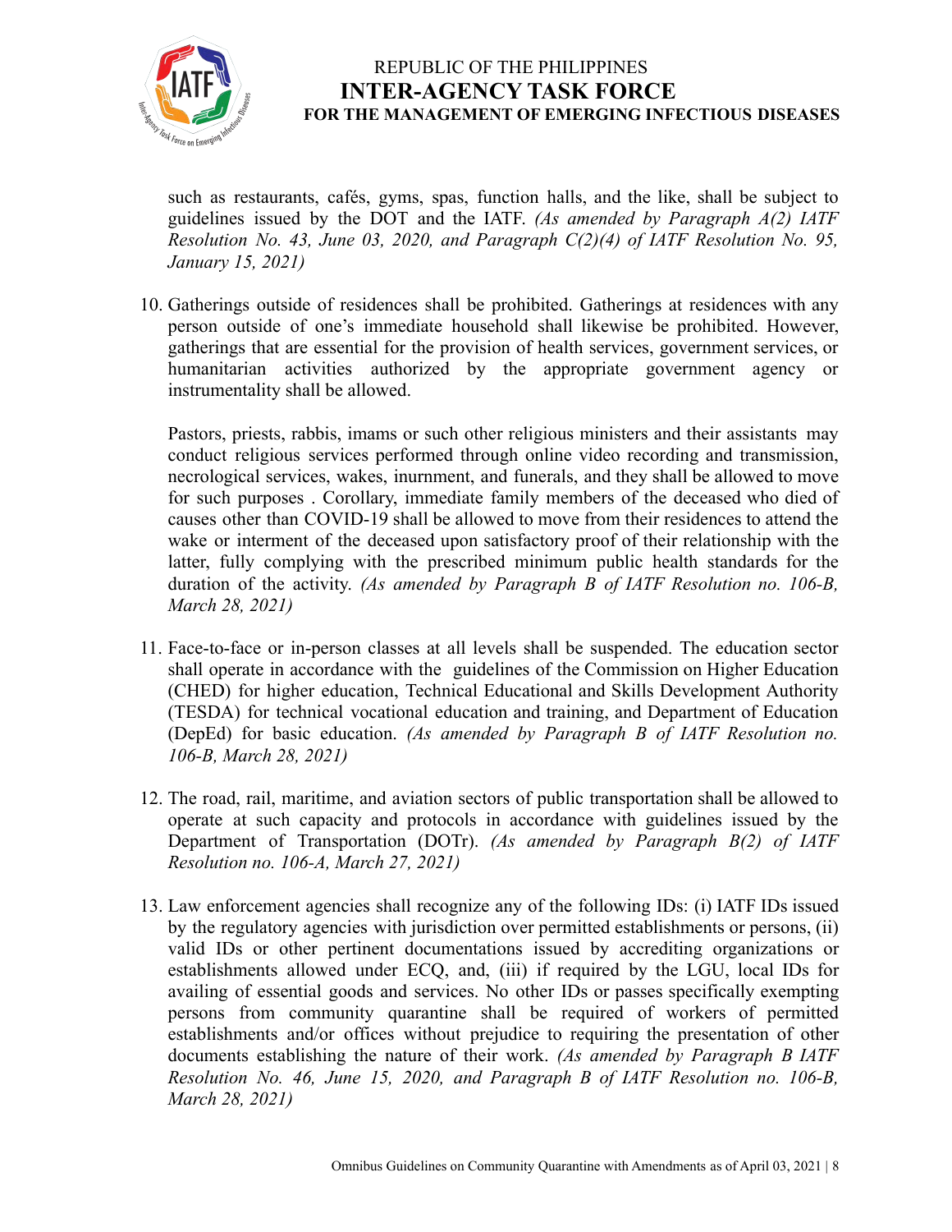such as restaurants, cafés, gyms, spas, function halls, and the like, shall be subject to guidelines issued by the DOT and the IATF. *(As amended by Paragraph A(2) IATF Resolution No. 43, June 03, 2020, and Paragraph C(2)(4) of IATF Resolution No. 95, January 15, 2021)*

10. Gatherings outside of residences shall be prohibited. Gatherings at residences with any person outside of one's immediate household shall likewise be prohibited. However, gatherings that are essential for the provision of health services, government services, or humanitarian activities authorized by the appropriate government agency or instrumentality shall be allowed.

    Pastors, priests, rabbis, imams or such other religious ministers and their assistants may conduct religious services performed through online video recording and transmission, necrological services, wakes, inurnment, and funerals, and they shall be allowed to move for such purposes . Corollary, immediate family members of the deceased who died of causes other than COVID-19 shall be allowed to move from their residences to attend the wake or interment of the deceased upon satisfactory proof of their relationship with the latter, fully complying with the prescribed minimum public health standards for the duration of the activity. *(As amended by Paragraph B of IATF Resolution no. 106-B, March 28, 2021)*

11. Face-to-face or in-person classes at all levels shall be suspended. The education sector shall operate in accordance with the guidelines of the Commission on Higher Education (CHED) for higher education, Technical Educational and Skills Development Authority (TESDA) for technical vocational education and training, and Department of Education (DepEd) for basic education. *(As amended by Paragraph B of IATF Resolution no. 106-B, March 28, 2021)*

12. The road, rail, maritime, and aviation sectors of public transportation shall be allowed to operate at such capacity and protocols in accordance with guidelines issued by the Department of Transportation (DOTr). *(As amended by Paragraph B(2) of IATF Resolution no. 106-A, March 27, 2021)*

13. Law enforcement agencies shall recognize any of the following IDs: (i) IATF IDs issued by the regulatory agencies with jurisdiction over permitted establishments or persons, (ii) valid IDs or other pertinent documentations issued by accrediting organizations or establishments allowed under ECQ, and, (iii) if required by the LGU, local IDs for availing of essential goods and services. No other IDs or passes specifically exempting persons from community quarantine shall be required of workers of permitted establishments and/or offices without prejudice to requiring the presentation of other documents establishing the nature of their work. *(As amended by Paragraph B IATF Resolution No. 46, June 15, 2020, and Paragraph B of IATF Resolution no. 106-B, March 28, 2021)*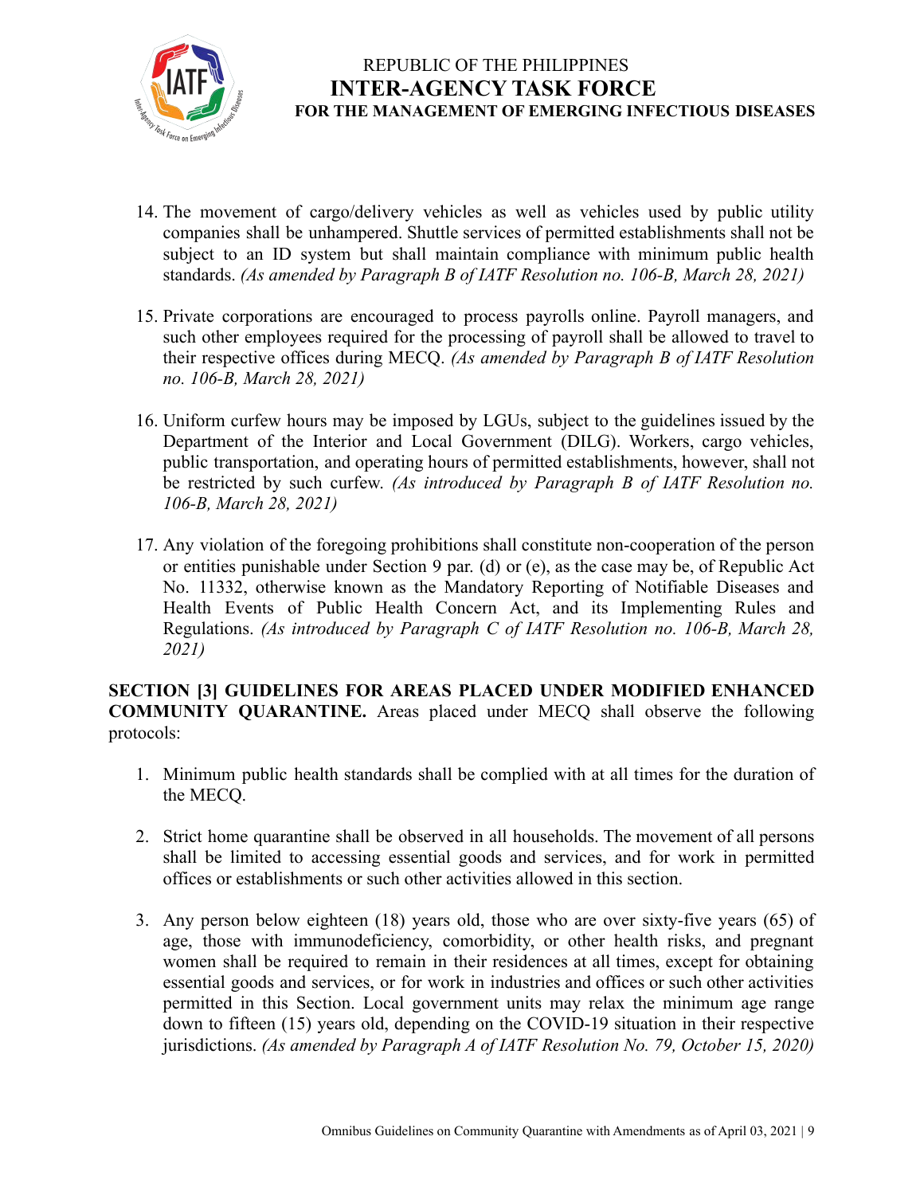14. The movement of cargo/delivery vehicles as well as vehicles used by public utility companies shall be unhampered. Shuttle services of permitted establishments shall not be subject to an ID system but shall maintain compliance with minimum public health standards. *(As amended by Paragraph B of IATF Resolution no. 106-B, March 28, 2021)*

15. Private corporations are encouraged to process payrolls online. Payroll managers, and such other employees required for the processing of payroll shall be allowed to travel to their respective offices during MECQ. *(As amended by Paragraph B of IATF Resolution no. 106-B, March 28, 2021)*

16. Uniform curfew hours may be imposed by LGUs, subject to the guidelines issued by the Department of the Interior and Local Government (DILG). Workers, cargo vehicles, public transportation, and operating hours of permitted establishments, however, shall not be restricted by such curfew. *(As introduced by Paragraph B of IATF Resolution no. 106-B, March 28, 2021)*

17. Any violation of the foregoing prohibitions shall constitute non-cooperation of the person or entities punishable under Section 9 par. (d) or (e), as the case may be, of Republic Act No. 11332, otherwise known as the Mandatory Reporting of Notifiable Diseases and Health Events of Public Health Concern Act, and its Implementing Rules and Regulations. *(As introduced by Paragraph C of IATF Resolution no. 106-B, March 28, 2021)*

**SECTION [3] GUIDELINES FOR AREAS PLACED UNDER MODIFIED ENHANCED COMMUNITY QUARANTINE.** Areas placed under MECQ shall observe the following protocols:

1. Minimum public health standards shall be complied with at all times for the duration of the MECQ.

2. Strict home quarantine shall be observed in all households. The movement of all persons shall be limited to accessing essential goods and services, and for work in permitted offices or establishments or such other activities allowed in this section.

3. Any person below eighteen (18) years old, those who are over sixty-five years (65) of age, those with immunodeficiency, comorbidity, or other health risks, and pregnant women shall be required to remain in their residences at all times, except for obtaining essential goods and services, or for work in industries and offices or such other activities permitted in this Section. Local government units may relax the minimum age range down to fifteen (15) years old, depending on the COVID-19 situation in their respective jurisdictions. *(As amended by Paragraph A of IATF Resolution No. 79, October 15, 2020)*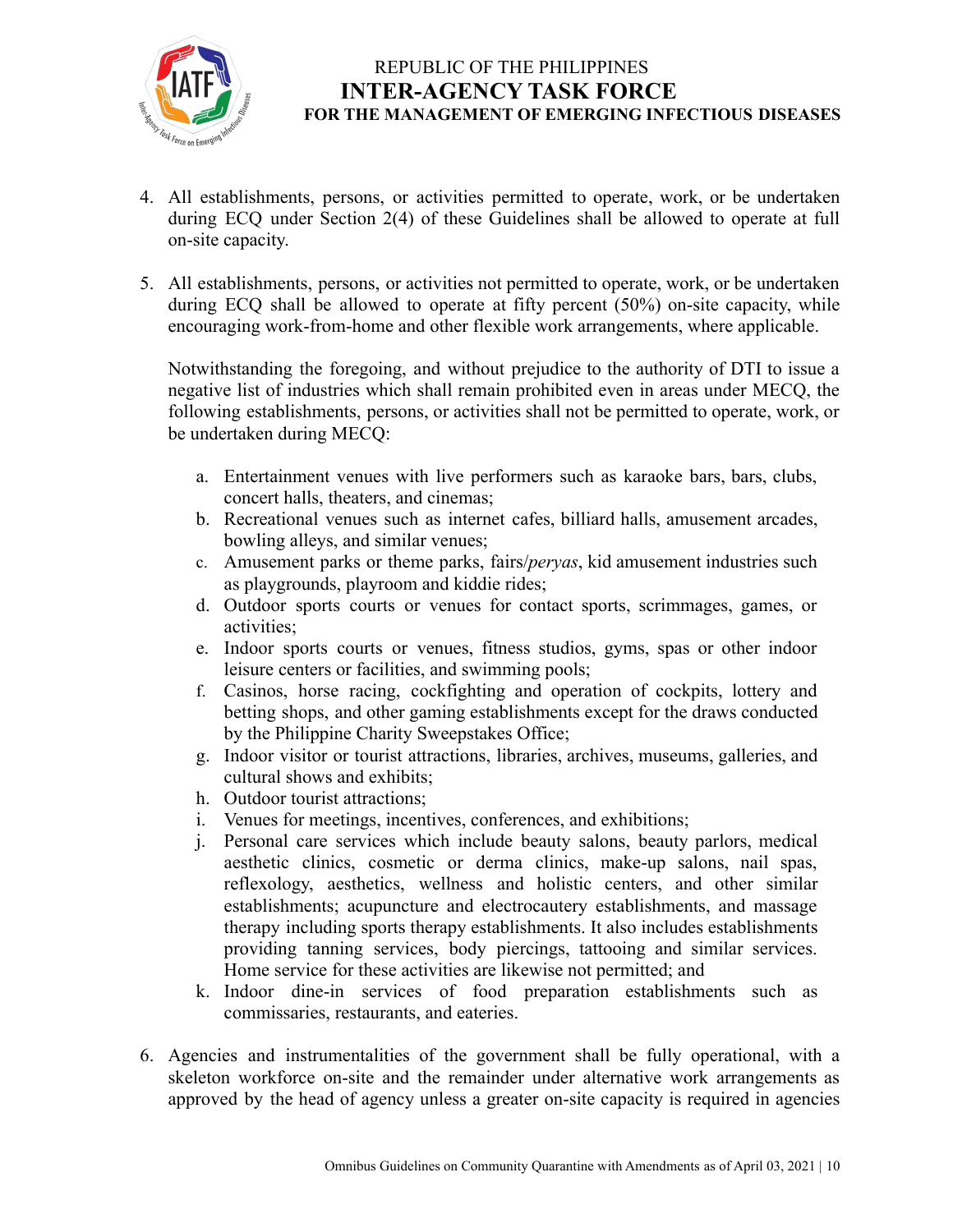4. All establishments, persons, or activities permitted to operate, work, or be undertaken during ECQ under Section 2(4) of these Guidelines shall be allowed to operate at full on-site capacity.

5. All establishments, persons, or activities not permitted to operate, work, or be undertaken during ECQ shall be allowed to operate at fifty percent (50%) on-site capacity, while encouraging work-from-home and other flexible work arrangements, where applicable.

   Notwithstanding the foregoing, and without prejudice to the authority of DTI to issue a negative list of industries which shall remain prohibited even in areas under MECQ, the following establishments, persons, or activities shall not be permitted to operate, work, or be undertaken during MECQ:

   a. Entertainment venues with live performers such as karaoke bars, bars, clubs, concert halls, theaters, and cinemas;
   b. Recreational venues such as internet cafes, billiard halls, amusement arcades, bowling alleys, and similar venues;
   c. Amusement parks or theme parks, fairs/*peryas*, kid amusement industries such as playgrounds, playroom and kiddie rides;
   d. Outdoor sports courts or venues for contact sports, scrimmages, games, or activities;
   e. Indoor sports courts or venues, fitness studios, gyms, spas or other indoor leisure centers or facilities, and swimming pools;
   f. Casinos, horse racing, cockfighting and operation of cockpits, lottery and betting shops, and other gaming establishments except for the draws conducted by the Philippine Charity Sweepstakes Office;
   g. Indoor visitor or tourist attractions, libraries, archives, museums, galleries, and cultural shows and exhibits;
   h. Outdoor tourist attractions;
   i. Venues for meetings, incentives, conferences, and exhibitions;
   j. Personal care services which include beauty salons, beauty parlors, medical aesthetic clinics, cosmetic or derma clinics, make-up salons, nail spas, reflexology, aesthetics, wellness and holistic centers, and other similar establishments; acupuncture and electrocautery establishments, and massage therapy including sports therapy establishments. It also includes establishments providing tanning services, body piercings, tattooing and similar services. Home service for these activities are likewise not permitted; and
   k. Indoor dine-in services of food preparation establishments such as commissaries, restaurants, and eateries.

6. Agencies and instrumentalities of the government shall be fully operational, with a skeleton workforce on-site and the remainder under alternative work arrangements as approved by the head of agency unless a greater on-site capacity is required in agencies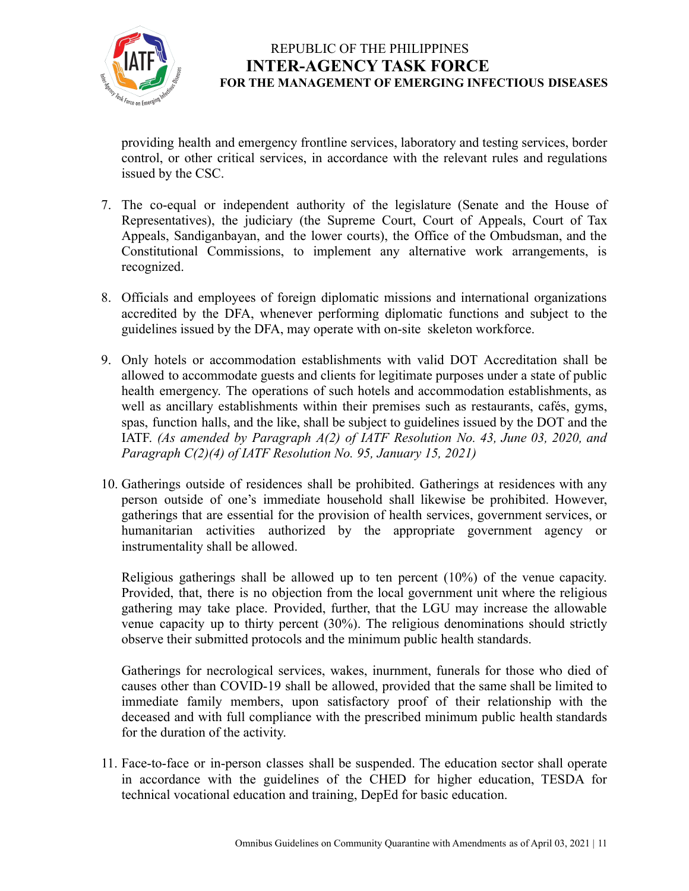providing health and emergency frontline services, laboratory and testing services, border control, or other critical services, in accordance with the relevant rules and regulations issued by the CSC.

7. The co-equal or independent authority of the legislature (Senate and the House of Representatives), the judiciary (the Supreme Court, Court of Appeals, Court of Tax Appeals, Sandiganbayan, and the lower courts), the Office of the Ombudsman, and the Constitutional Commissions, to implement any alternative work arrangements, is recognized.

8. Officials and employees of foreign diplomatic missions and international organizations accredited by the DFA, whenever performing diplomatic functions and subject to the guidelines issued by the DFA, may operate with on-site skeleton workforce.

9. Only hotels or accommodation establishments with valid DOT Accreditation shall be allowed to accommodate guests and clients for legitimate purposes under a state of public health emergency. The operations of such hotels and accommodation establishments, as well as ancillary establishments within their premises such as restaurants, cafés, gyms, spas, function halls, and the like, shall be subject to guidelines issued by the DOT and the IATF. *(As amended by Paragraph A(2) of IATF Resolution No. 43, June 03, 2020, and Paragraph C(2)(4) of IATF Resolution No. 95, January 15, 2021)*

10. Gatherings outside of residences shall be prohibited. Gatherings at residences with any person outside of one's immediate household shall likewise be prohibited. However, gatherings that are essential for the provision of health services, government services, or humanitarian activities authorized by the appropriate government agency or instrumentality shall be allowed.

    Religious gatherings shall be allowed up to ten percent (10%) of the venue capacity. Provided, that, there is no objection from the local government unit where the religious gathering may take place. Provided, further, that the LGU may increase the allowable venue capacity up to thirty percent (30%). The religious denominations should strictly observe their submitted protocols and the minimum public health standards.

    Gatherings for necrological services, wakes, inurnment, funerals for those who died of causes other than COVID-19 shall be allowed, provided that the same shall be limited to immediate family members, upon satisfactory proof of their relationship with the deceased and with full compliance with the prescribed minimum public health standards for the duration of the activity.

11. Face-to-face or in-person classes shall be suspended. The education sector shall operate in accordance with the guidelines of the CHED for higher education, TESDA for technical vocational education and training, DepEd for basic education.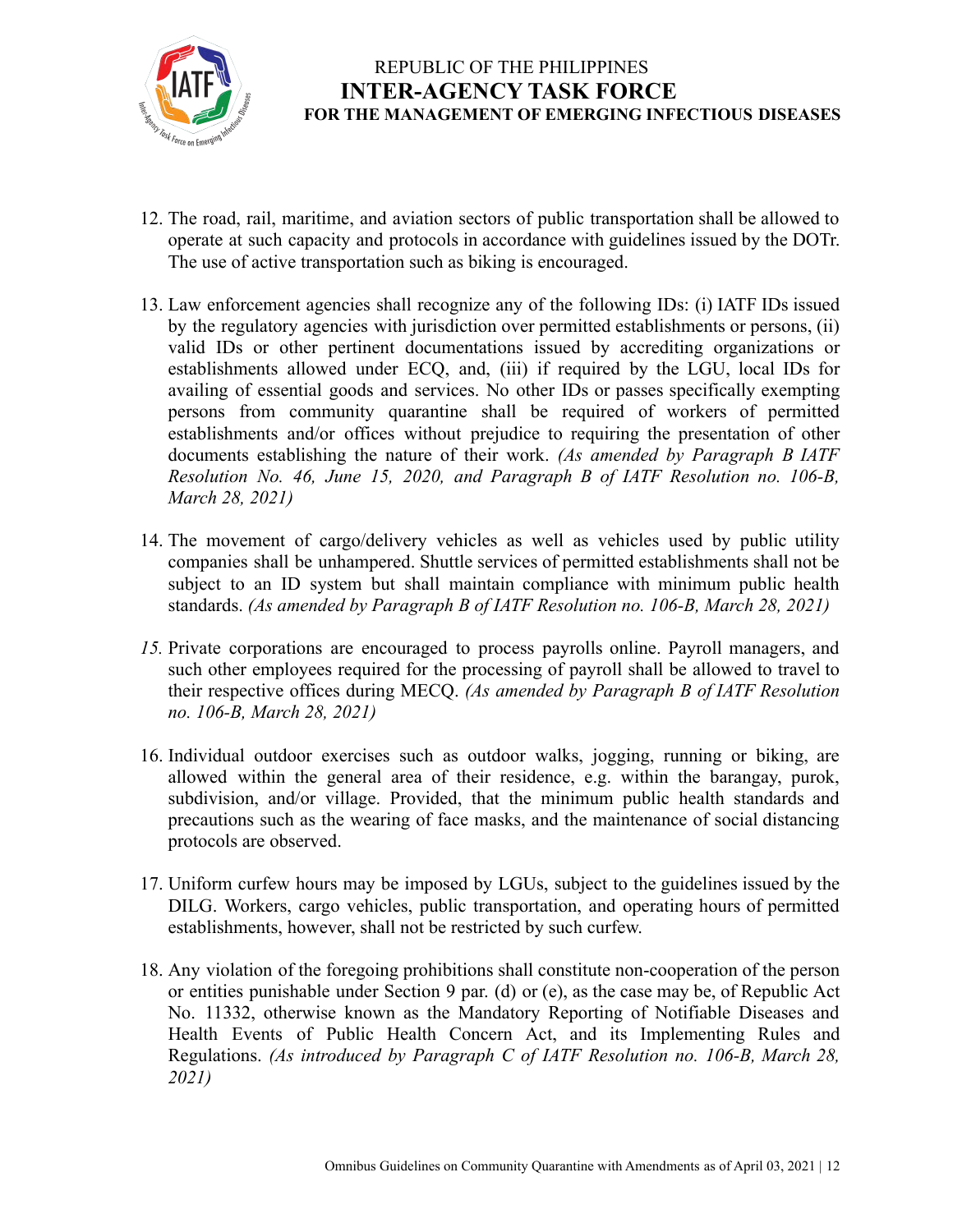12. The road, rail, maritime, and aviation sectors of public transportation shall be allowed to operate at such capacity and protocols in accordance with guidelines issued by the DOTr. The use of active transportation such as biking is encouraged.

13. Law enforcement agencies shall recognize any of the following IDs: (i) IATF IDs issued by the regulatory agencies with jurisdiction over permitted establishments or persons, (ii) valid IDs or other pertinent documentations issued by accrediting organizations or establishments allowed under ECQ, and, (iii) if required by the LGU, local IDs for availing of essential goods and services. No other IDs or passes specifically exempting persons from community quarantine shall be required of workers of permitted establishments and/or offices without prejudice to requiring the presentation of other documents establishing the nature of their work. *(As amended by Paragraph B IATF Resolution No. 46, June 15, 2020, and Paragraph B of IATF Resolution no. 106-B, March 28, 2021)*

14. The movement of cargo/delivery vehicles as well as vehicles used by public utility companies shall be unhampered. Shuttle services of permitted establishments shall not be subject to an ID system but shall maintain compliance with minimum public health standards. *(As amended by Paragraph B of IATF Resolution no. 106-B, March 28, 2021)*

15. Private corporations are encouraged to process payrolls online. Payroll managers, and such other employees required for the processing of payroll shall be allowed to travel to their respective offices during MECQ. *(As amended by Paragraph B of IATF Resolution no. 106-B, March 28, 2021)*

16. Individual outdoor exercises such as outdoor walks, jogging, running or biking, are allowed within the general area of their residence, e.g. within the barangay, purok, subdivision, and/or village. Provided, that the minimum public health standards and precautions such as the wearing of face masks, and the maintenance of social distancing protocols are observed.

17. Uniform curfew hours may be imposed by LGUs, subject to the guidelines issued by the DILG. Workers, cargo vehicles, public transportation, and operating hours of permitted establishments, however, shall not be restricted by such curfew.

18. Any violation of the foregoing prohibitions shall constitute non-cooperation of the person or entities punishable under Section 9 par. (d) or (e), as the case may be, of Republic Act No. 11332, otherwise known as the Mandatory Reporting of Notifiable Diseases and Health Events of Public Health Concern Act, and its Implementing Rules and Regulations. *(As introduced by Paragraph C of IATF Resolution no. 106-B, March 28, 2021)*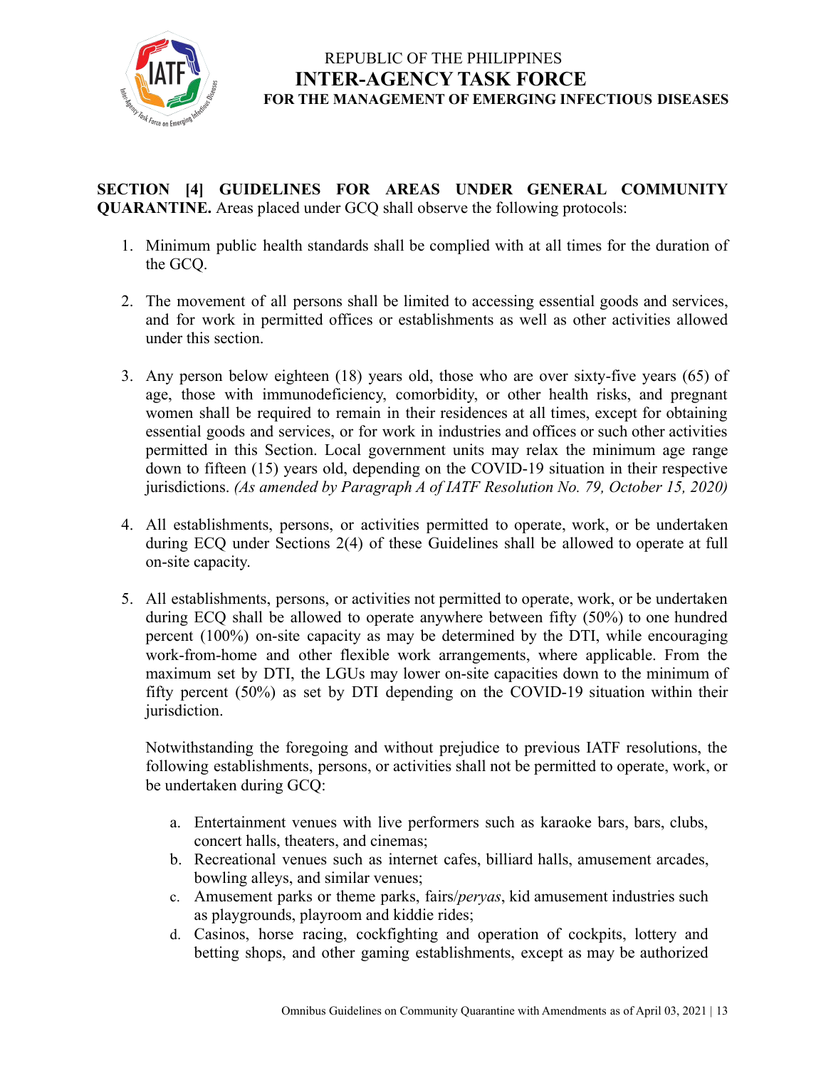**SECTION [4] GUIDELINES FOR AREAS UNDER GENERAL COMMUNITY QUARANTINE.** Areas placed under GCQ shall observe the following protocols:

1. Minimum public health standards shall be complied with at all times for the duration of the GCQ.

2. The movement of all persons shall be limited to accessing essential goods and services, and for work in permitted offices or establishments as well as other activities allowed under this section.

3. Any person below eighteen (18) years old, those who are over sixty-five years (65) of age, those with immunodeficiency, comorbidity, or other health risks, and pregnant women shall be required to remain in their residences at all times, except for obtaining essential goods and services, or for work in industries and offices or such other activities permitted in this Section. Local government units may relax the minimum age range down to fifteen (15) years old, depending on the COVID-19 situation in their respective jurisdictions. *(As amended by Paragraph A of IATF Resolution No. 79, October 15, 2020)*

4. All establishments, persons, or activities permitted to operate, work, or be undertaken during ECQ under Sections 2(4) of these Guidelines shall be allowed to operate at full on-site capacity.

5. All establishments, persons, or activities not permitted to operate, work, or be undertaken during ECQ shall be allowed to operate anywhere between fifty (50%) to one hundred percent (100%) on-site capacity as may be determined by the DTI, while encouraging work-from-home and other flexible work arrangements, where applicable. From the maximum set by DTI, the LGUs may lower on-site capacities down to the minimum of fifty percent (50%) as set by DTI depending on the COVID-19 situation within their jurisdiction.

   Notwithstanding the foregoing and without prejudice to previous IATF resolutions, the following establishments, persons, or activities shall not be permitted to operate, work, or be undertaken during GCQ:

   a. Entertainment venues with live performers such as karaoke bars, bars, clubs, concert halls, theaters, and cinemas;
   b. Recreational venues such as internet cafes, billiard halls, amusement arcades, bowling alleys, and similar venues;
   c. Amusement parks or theme parks, fairs/*peryas*, kid amusement industries such as playgrounds, playroom and kiddie rides;
   d. Casinos, horse racing, cockfighting and operation of cockpits, lottery and betting shops, and other gaming establishments, except as may be authorized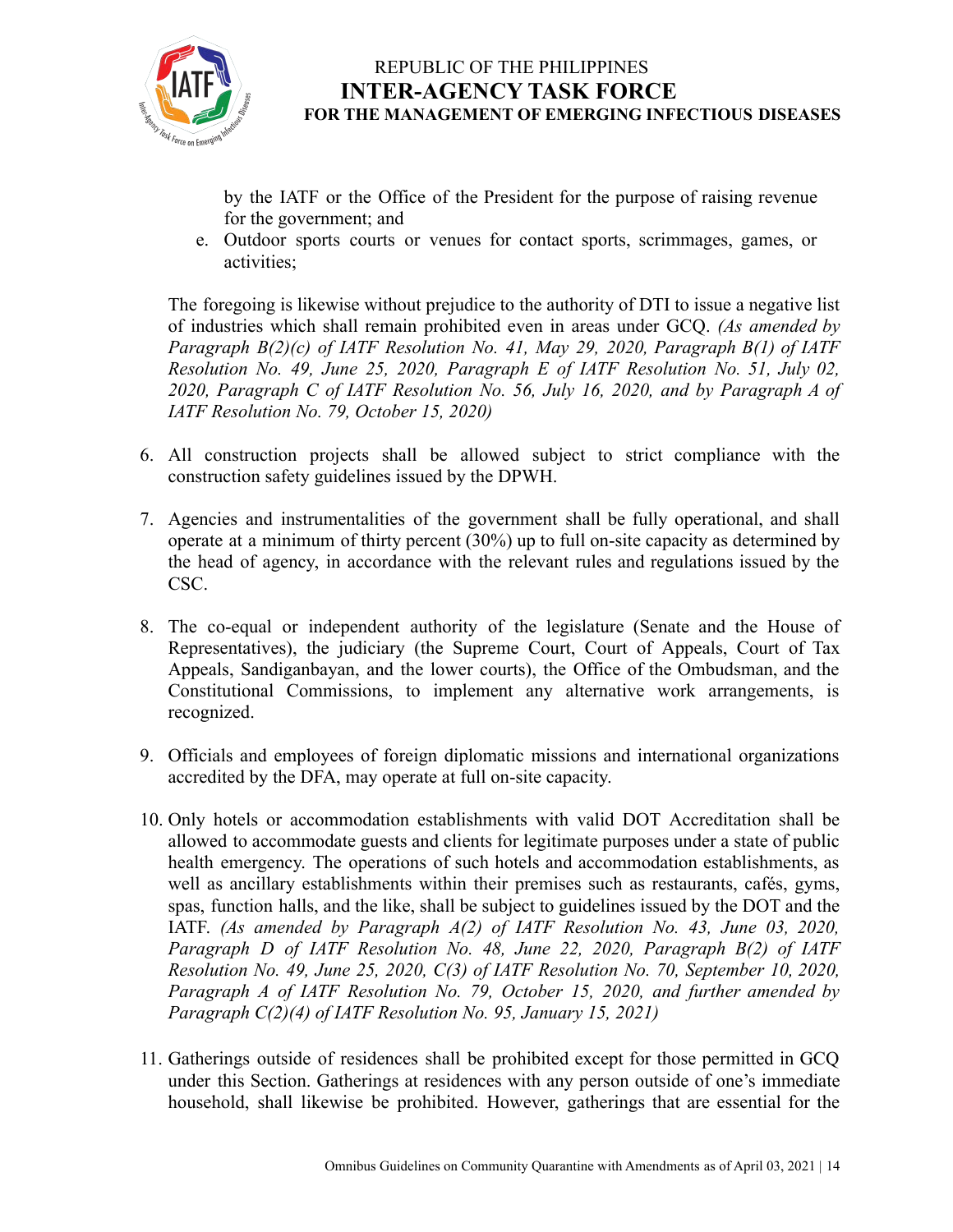by the IATF or the Office of the President for the purpose of raising revenue for the government; and

e. Outdoor sports courts or venues for contact sports, scrimmages, games, or activities;

The foregoing is likewise without prejudice to the authority of DTI to issue a negative list of industries which shall remain prohibited even in areas under GCQ. *(As amended by Paragraph B(2)(c) of IATF Resolution No. 41, May 29, 2020, Paragraph B(1) of IATF Resolution No. 49, June 25, 2020, Paragraph E of IATF Resolution No. 51, July 02, 2020, Paragraph C of IATF Resolution No. 56, July 16, 2020, and by Paragraph A of IATF Resolution No. 79, October 15, 2020)*

6. All construction projects shall be allowed subject to strict compliance with the construction safety guidelines issued by the DPWH.

7. Agencies and instrumentalities of the government shall be fully operational, and shall operate at a minimum of thirty percent (30%) up to full on-site capacity as determined by the head of agency, in accordance with the relevant rules and regulations issued by the CSC.

8. The co-equal or independent authority of the legislature (Senate and the House of Representatives), the judiciary (the Supreme Court, Court of Appeals, Court of Tax Appeals, Sandiganbayan, and the lower courts), the Office of the Ombudsman, and the Constitutional Commissions, to implement any alternative work arrangements, is recognized.

9. Officials and employees of foreign diplomatic missions and international organizations accredited by the DFA, may operate at full on-site capacity.

10. Only hotels or accommodation establishments with valid DOT Accreditation shall be allowed to accommodate guests and clients for legitimate purposes under a state of public health emergency. The operations of such hotels and accommodation establishments, as well as ancillary establishments within their premises such as restaurants, cafés, gyms, spas, function halls, and the like, shall be subject to guidelines issued by the DOT and the IATF. *(As amended by Paragraph A(2) of IATF Resolution No. 43, June 03, 2020, Paragraph D of IATF Resolution No. 48, June 22, 2020, Paragraph B(2) of IATF Resolution No. 49, June 25, 2020, C(3) of IATF Resolution No. 70, September 10, 2020, Paragraph A of IATF Resolution No. 79, October 15, 2020, and further amended by Paragraph C(2)(4) of IATF Resolution No. 95, January 15, 2021)*

11. Gatherings outside of residences shall be prohibited except for those permitted in GCQ under this Section. Gatherings at residences with any person outside of one's immediate household, shall likewise be prohibited. However, gatherings that are essential for the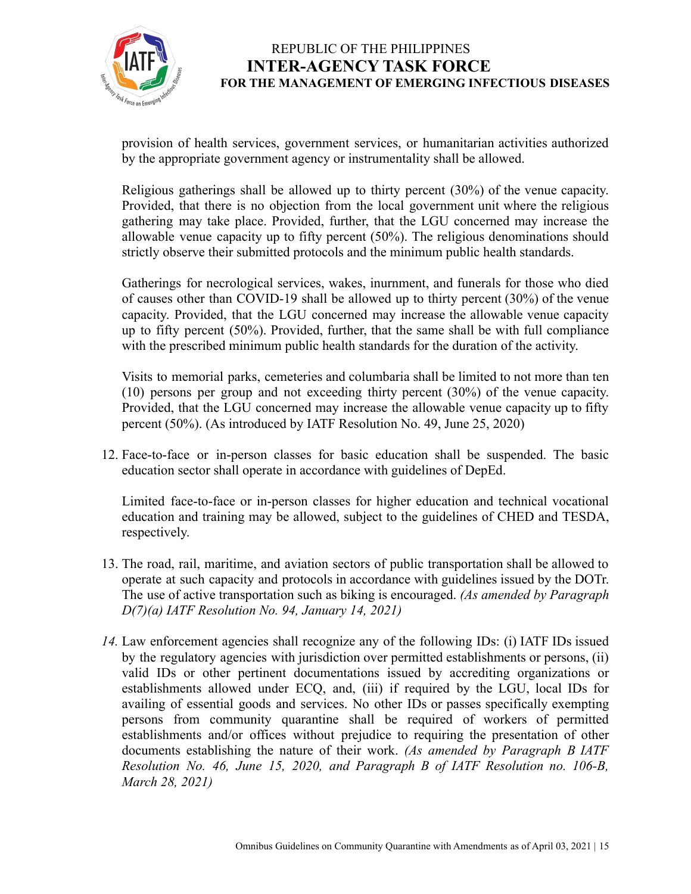provision of health services, government services, or humanitarian activities authorized by the appropriate government agency or instrumentality shall be allowed.

Religious gatherings shall be allowed up to thirty percent (30%) of the venue capacity. Provided, that there is no objection from the local government unit where the religious gathering may take place. Provided, further, that the LGU concerned may increase the allowable venue capacity up to fifty percent (50%). The religious denominations should strictly observe their submitted protocols and the minimum public health standards.

Gatherings for necrological services, wakes, inurnment, and funerals for those who died of causes other than COVID-19 shall be allowed up to thirty percent (30%) of the venue capacity. Provided, that the LGU concerned may increase the allowable venue capacity up to fifty percent (50%). Provided, further, that the same shall be with full compliance with the prescribed minimum public health standards for the duration of the activity.

Visits to memorial parks, cemeteries and columbaria shall be limited to not more than ten (10) persons per group and not exceeding thirty percent (30%) of the venue capacity. Provided, that the LGU concerned may increase the allowable venue capacity up to fifty percent (50%). (As introduced by IATF Resolution No. 49, June 25, 2020)

12. Face-to-face or in-person classes for basic education shall be suspended. The basic education sector shall operate in accordance with guidelines of DepEd.

    Limited face-to-face or in-person classes for higher education and technical vocational education and training may be allowed, subject to the guidelines of CHED and TESDA, respectively.

13. The road, rail, maritime, and aviation sectors of public transportation shall be allowed to operate at such capacity and protocols in accordance with guidelines issued by the DOTr. The use of active transportation such as biking is encouraged. *(As amended by Paragraph D(7)(a) IATF Resolution No. 94, January 14, 2021)*

*14.* Law enforcement agencies shall recognize any of the following IDs: (i) IATF IDs issued by the regulatory agencies with jurisdiction over permitted establishments or persons, (ii) valid IDs or other pertinent documentations issued by accrediting organizations or establishments allowed under ECQ, and, (iii) if required by the LGU, local IDs for availing of essential goods and services. No other IDs or passes specifically exempting persons from community quarantine shall be required of workers of permitted establishments and/or offices without prejudice to requiring the presentation of other documents establishing the nature of their work. *(As amended by Paragraph B IATF Resolution No. 46, June 15, 2020, and Paragraph B of IATF Resolution no. 106-B, March 28, 2021)*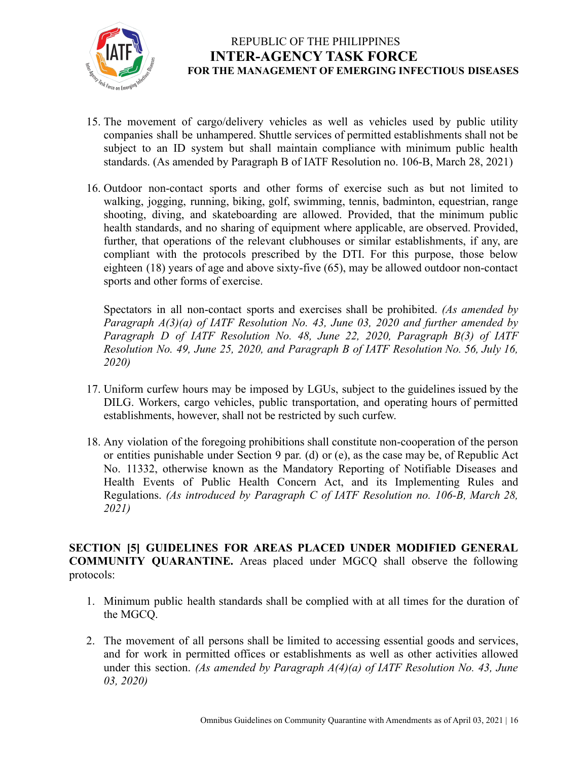15. The movement of cargo/delivery vehicles as well as vehicles used by public utility companies shall be unhampered. Shuttle services of permitted establishments shall not be subject to an ID system but shall maintain compliance with minimum public health standards. (As amended by Paragraph B of IATF Resolution no. 106-B, March 28, 2021)

16. Outdoor non-contact sports and other forms of exercise such as but not limited to walking, jogging, running, biking, golf, swimming, tennis, badminton, equestrian, range shooting, diving, and skateboarding are allowed. Provided, that the minimum public health standards, and no sharing of equipment where applicable, are observed. Provided, further, that operations of the relevant clubhouses or similar establishments, if any, are compliant with the protocols prescribed by the DTI. For this purpose, those below eighteen (18) years of age and above sixty-five (65), may be allowed outdoor non-contact sports and other forms of exercise.

    Spectators in all non-contact sports and exercises shall be prohibited. *(As amended by Paragraph A(3)(a) of IATF Resolution No. 43, June 03, 2020 and further amended by Paragraph D of IATF Resolution No. 48, June 22, 2020, Paragraph B(3) of IATF Resolution No. 49, June 25, 2020, and Paragraph B of IATF Resolution No. 56, July 16, 2020)*

17. Uniform curfew hours may be imposed by LGUs, subject to the guidelines issued by the DILG. Workers, cargo vehicles, public transportation, and operating hours of permitted establishments, however, shall not be restricted by such curfew.

18. Any violation of the foregoing prohibitions shall constitute non-cooperation of the person or entities punishable under Section 9 par. (d) or (e), as the case may be, of Republic Act No. 11332, otherwise known as the Mandatory Reporting of Notifiable Diseases and Health Events of Public Health Concern Act, and its Implementing Rules and Regulations. *(As introduced by Paragraph C of IATF Resolution no. 106-B, March 28, 2021)*

**SECTION [5] GUIDELINES FOR AREAS PLACED UNDER MODIFIED GENERAL COMMUNITY QUARANTINE.** Areas placed under MGCQ shall observe the following protocols:

1. Minimum public health standards shall be complied with at all times for the duration of the MGCQ.

2. The movement of all persons shall be limited to accessing essential goods and services, and for work in permitted offices or establishments as well as other activities allowed under this section. *(As amended by Paragraph A(4)(a) of IATF Resolution No. 43, June 03, 2020)*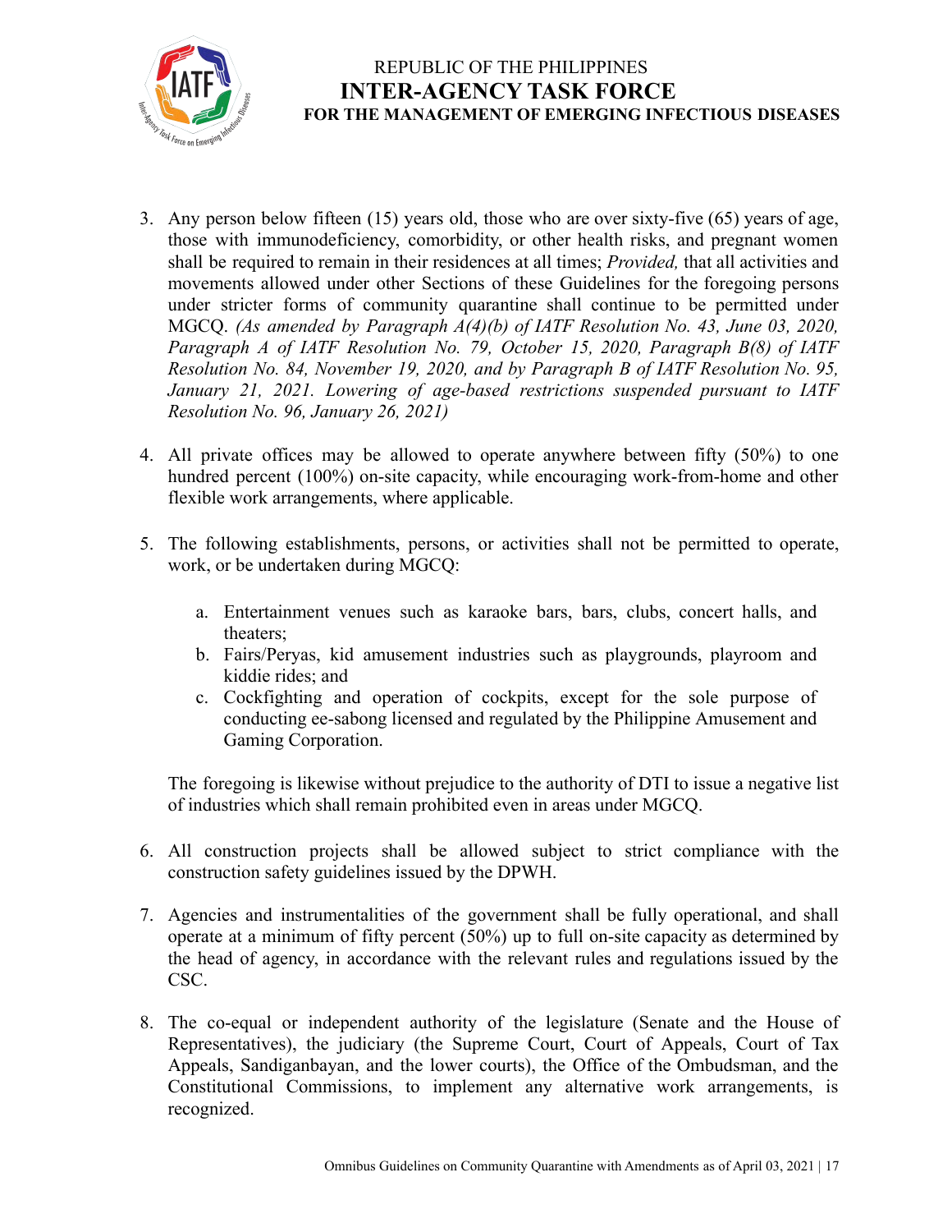3. Any person below fifteen (15) years old, those who are over sixty-five (65) years of age, those with immunodeficiency, comorbidity, or other health risks, and pregnant women shall be required to remain in their residences at all times; *Provided,* that all activities and movements allowed under other Sections of these Guidelines for the foregoing persons under stricter forms of community quarantine shall continue to be permitted under MGCQ. *(As amended by Paragraph A(4)(b) of IATF Resolution No. 43, June 03, 2020, Paragraph A of IATF Resolution No. 79, October 15, 2020, Paragraph B(8) of IATF Resolution No. 84, November 19, 2020, and by Paragraph B of IATF Resolution No. 95, January 21, 2021. Lowering of age-based restrictions suspended pursuant to IATF Resolution No. 96, January 26, 2021)*

4. All private offices may be allowed to operate anywhere between fifty (50%) to one hundred percent (100%) on-site capacity, while encouraging work-from-home and other flexible work arrangements, where applicable.

5. The following establishments, persons, or activities shall not be permitted to operate, work, or be undertaken during MGCQ:

   a. Entertainment venues such as karaoke bars, bars, clubs, concert halls, and theaters;
   b. Fairs/Peryas, kid amusement industries such as playgrounds, playroom and kiddie rides; and
   c. Cockfighting and operation of cockpits, except for the sole purpose of conducting ee-sabong licensed and regulated by the Philippine Amusement and Gaming Corporation.

   The foregoing is likewise without prejudice to the authority of DTI to issue a negative list of industries which shall remain prohibited even in areas under MGCQ.

6. All construction projects shall be allowed subject to strict compliance with the construction safety guidelines issued by the DPWH.

7. Agencies and instrumentalities of the government shall be fully operational, and shall operate at a minimum of fifty percent (50%) up to full on-site capacity as determined by the head of agency, in accordance with the relevant rules and regulations issued by the CSC.

8. The co-equal or independent authority of the legislature (Senate and the House of Representatives), the judiciary (the Supreme Court, Court of Appeals, Court of Tax Appeals, Sandiganbayan, and the lower courts), the Office of the Ombudsman, and the Constitutional Commissions, to implement any alternative work arrangements, is recognized.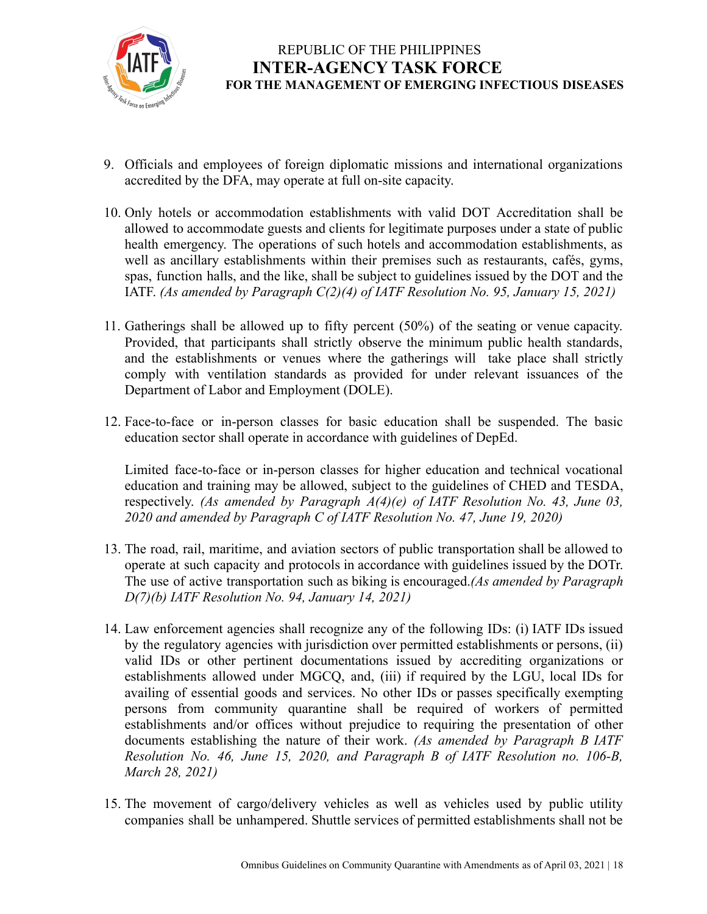9. Officials and employees of foreign diplomatic missions and international organizations accredited by the DFA, may operate at full on-site capacity.

10. Only hotels or accommodation establishments with valid DOT Accreditation shall be allowed to accommodate guests and clients for legitimate purposes under a state of public health emergency. The operations of such hotels and accommodation establishments, as well as ancillary establishments within their premises such as restaurants, cafés, gyms, spas, function halls, and the like, shall be subject to guidelines issued by the DOT and the IATF. *(As amended by Paragraph C(2)(4) of IATF Resolution No. 95, January 15, 2021)*

11. Gatherings shall be allowed up to fifty percent (50%) of the seating or venue capacity. Provided, that participants shall strictly observe the minimum public health standards, and the establishments or venues where the gatherings will take place shall strictly comply with ventilation standards as provided for under relevant issuances of the Department of Labor and Employment (DOLE).

12. Face-to-face or in-person classes for basic education shall be suspended. The basic education sector shall operate in accordance with guidelines of DepEd.

    Limited face-to-face or in-person classes for higher education and technical vocational education and training may be allowed, subject to the guidelines of CHED and TESDA, respectively. *(As amended by Paragraph A(4)(e) of IATF Resolution No. 43, June 03, 2020 and amended by Paragraph C of IATF Resolution No. 47, June 19, 2020)*

13. The road, rail, maritime, and aviation sectors of public transportation shall be allowed to operate at such capacity and protocols in accordance with guidelines issued by the DOTr. The use of active transportation such as biking is encouraged.*(As amended by Paragraph D(7)(b) IATF Resolution No. 94, January 14, 2021)*

14. Law enforcement agencies shall recognize any of the following IDs: (i) IATF IDs issued by the regulatory agencies with jurisdiction over permitted establishments or persons, (ii) valid IDs or other pertinent documentations issued by accrediting organizations or establishments allowed under MGCQ, and, (iii) if required by the LGU, local IDs for availing of essential goods and services. No other IDs or passes specifically exempting persons from community quarantine shall be required of workers of permitted establishments and/or offices without prejudice to requiring the presentation of other documents establishing the nature of their work. *(As amended by Paragraph B IATF Resolution No. 46, June 15, 2020, and Paragraph B of IATF Resolution no. 106-B, March 28, 2021)*

15. The movement of cargo/delivery vehicles as well as vehicles used by public utility companies shall be unhampered. Shuttle services of permitted establishments shall not be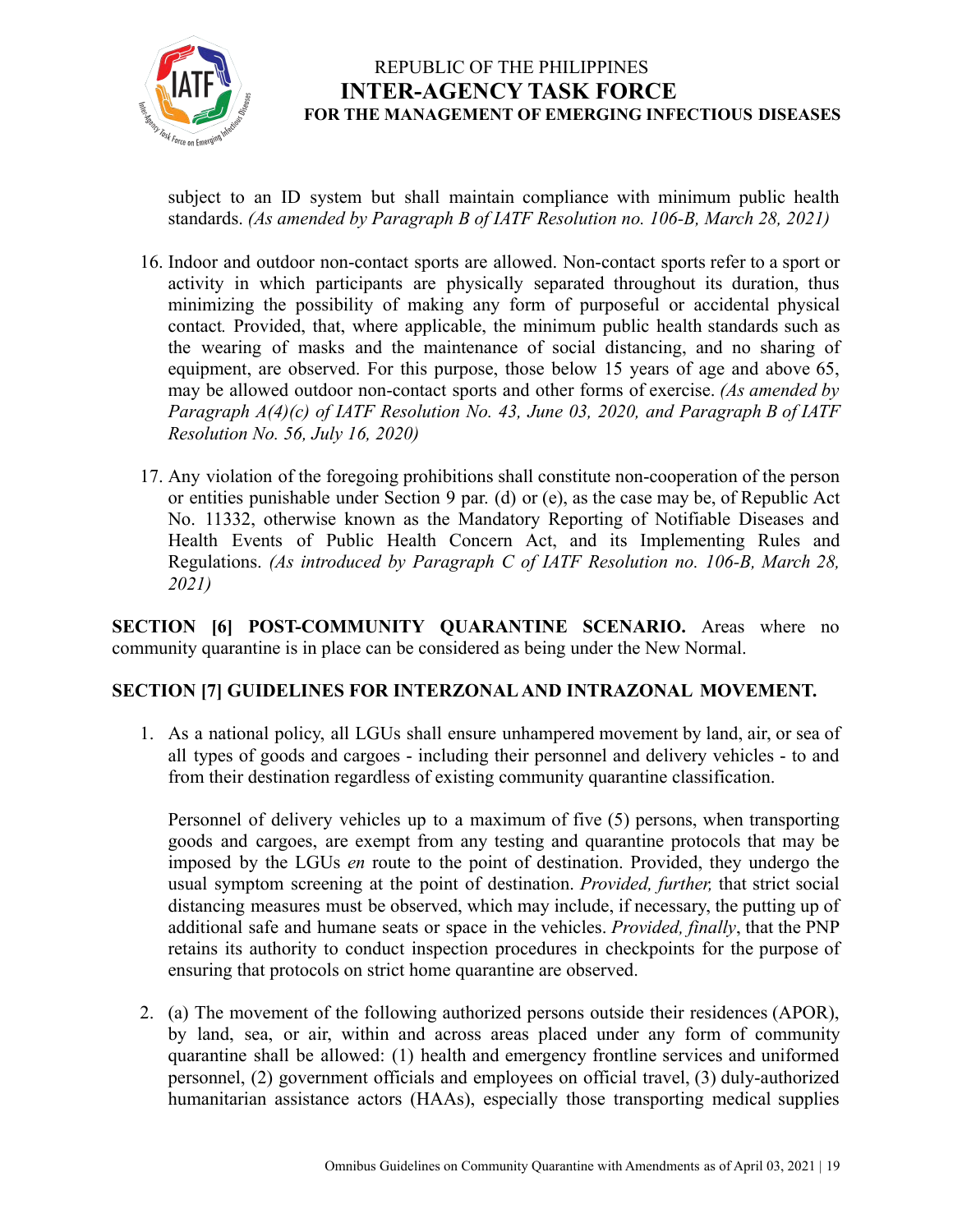subject to an ID system but shall maintain compliance with minimum public health standards. *(As amended by Paragraph B of IATF Resolution no. 106-B, March 28, 2021)*

16. Indoor and outdoor non-contact sports are allowed. Non-contact sports refer to a sport or activity in which participants are physically separated throughout its duration, thus minimizing the possibility of making any form of purposeful or accidental physical contact. Provided, that, where applicable, the minimum public health standards such as the wearing of masks and the maintenance of social distancing, and no sharing of equipment, are observed. For this purpose, those below 15 years of age and above 65, may be allowed outdoor non-contact sports and other forms of exercise. *(As amended by Paragraph A(4)(c) of IATF Resolution No. 43, June 03, 2020, and Paragraph B of IATF Resolution No. 56, July 16, 2020)*

17. Any violation of the foregoing prohibitions shall constitute non-cooperation of the person or entities punishable under Section 9 par. (d) or (e), as the case may be, of Republic Act No. 11332, otherwise known as the Mandatory Reporting of Notifiable Diseases and Health Events of Public Health Concern Act, and its Implementing Rules and Regulations. *(As introduced by Paragraph C of IATF Resolution no. 106-B, March 28, 2021)*

**SECTION [6] POST-COMMUNITY QUARANTINE SCENARIO.** Areas where no community quarantine is in place can be considered as being under the New Normal.

**SECTION [7] GUIDELINES FOR INTERZONAL AND INTRAZONAL MOVEMENT.**

1. As a national policy, all LGUs shall ensure unhampered movement by land, air, or sea of all types of goods and cargoes - including their personnel and delivery vehicles - to and from their destination regardless of existing community quarantine classification.

   Personnel of delivery vehicles up to a maximum of five (5) persons, when transporting goods and cargoes, are exempt from any testing and quarantine protocols that may be imposed by the LGUs *en* route to the point of destination. Provided, they undergo the usual symptom screening at the point of destination. *Provided, further,* that strict social distancing measures must be observed, which may include, if necessary, the putting up of additional safe and humane seats or space in the vehicles. *Provided, finally*, that the PNP retains its authority to conduct inspection procedures in checkpoints for the purpose of ensuring that protocols on strict home quarantine are observed.

2. (a) The movement of the following authorized persons outside their residences (APOR), by land, sea, or air, within and across areas placed under any form of community quarantine shall be allowed: (1) health and emergency frontline services and uniformed personnel, (2) government officials and employees on official travel, (3) duly-authorized humanitarian assistance actors (HAAs), especially those transporting medical supplies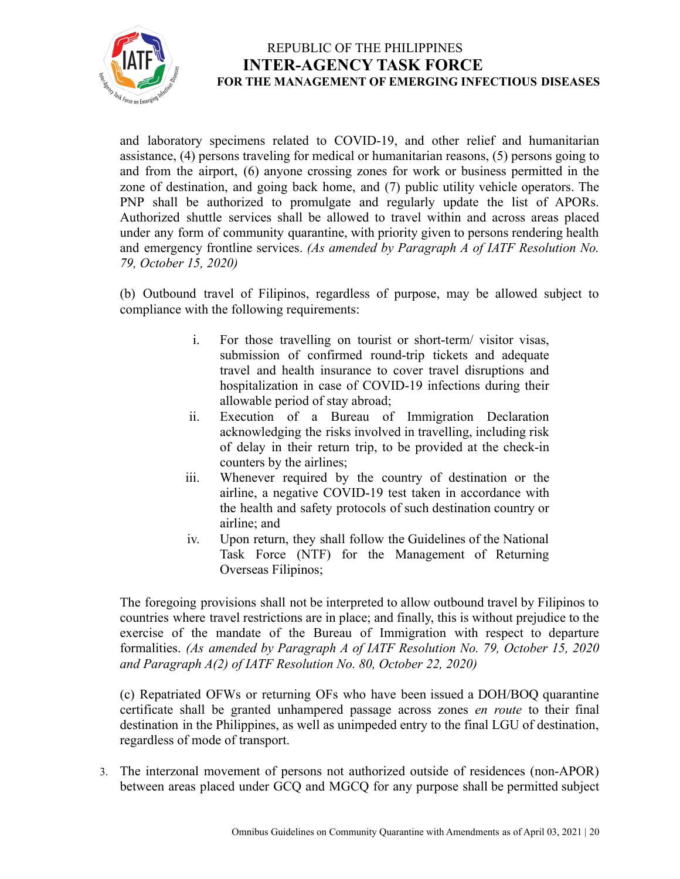and laboratory specimens related to COVID-19, and other relief and humanitarian assistance, (4) persons traveling for medical or humanitarian reasons, (5) persons going to and from the airport, (6) anyone crossing zones for work or business permitted in the zone of destination, and going back home, and (7) public utility vehicle operators. The PNP shall be authorized to promulgate and regularly update the list of APORs. Authorized shuttle services shall be allowed to travel within and across areas placed under any form of community quarantine, with priority given to persons rendering health and emergency frontline services. *(As amended by Paragraph A of IATF Resolution No. 79, October 15, 2020)*

(b) Outbound travel of Filipinos, regardless of purpose, may be allowed subject to compliance with the following requirements:

i. For those travelling on tourist or short-term/ visitor visas, submission of confirmed round-trip tickets and adequate travel and health insurance to cover travel disruptions and hospitalization in case of COVID-19 infections during their allowable period of stay abroad;
ii. Execution of a Bureau of Immigration Declaration acknowledging the risks involved in travelling, including risk of delay in their return trip, to be provided at the check-in counters by the airlines;
iii. Whenever required by the country of destination or the airline, a negative COVID-19 test taken in accordance with the health and safety protocols of such destination country or airline; and
iv. Upon return, they shall follow the Guidelines of the National Task Force (NTF) for the Management of Returning Overseas Filipinos;

The foregoing provisions shall not be interpreted to allow outbound travel by Filipinos to countries where travel restrictions are in place; and finally, this is without prejudice to the exercise of the mandate of the Bureau of Immigration with respect to departure formalities. *(As amended by Paragraph A of IATF Resolution No. 79, October 15, 2020 and Paragraph A(2) of IATF Resolution No. 80, October 22, 2020)*

(c) Repatriated OFWs or returning OFs who have been issued a DOH/BOQ quarantine certificate shall be granted unhampered passage across zones *en route* to their final destination in the Philippines, as well as unimpeded entry to the final LGU of destination, regardless of mode of transport.

3. The interzonal movement of persons not authorized outside of residences (non-APOR) between areas placed under GCQ and MGCQ for any purpose shall be permitted subject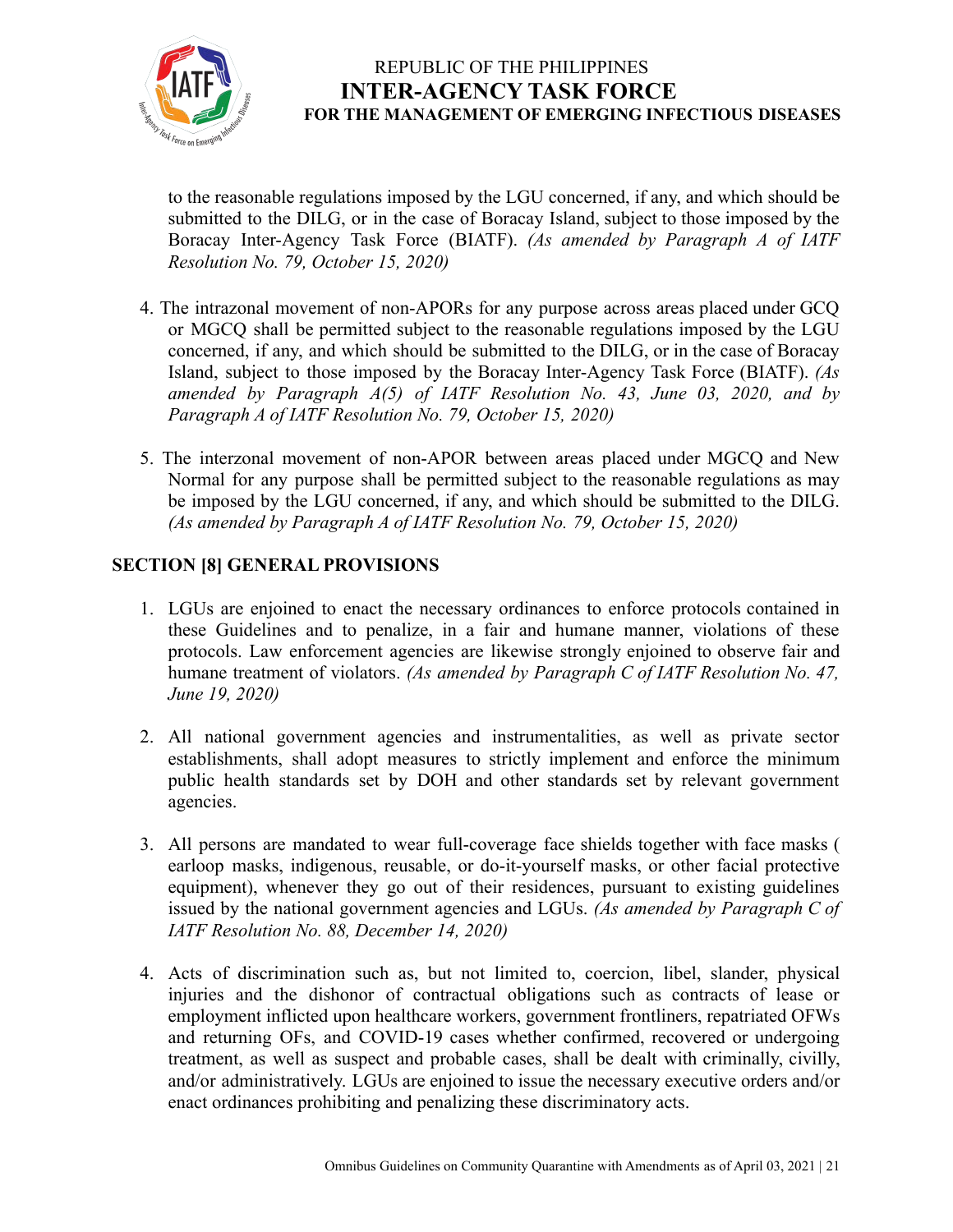to the reasonable regulations imposed by the LGU concerned, if any, and which should be submitted to the DILG, or in the case of Boracay Island, subject to those imposed by the Boracay Inter-Agency Task Force (BIATF). *(As amended by Paragraph A of IATF Resolution No. 79, October 15, 2020)*

4. The intrazonal movement of non-APORs for any purpose across areas placed under GCQ or MGCQ shall be permitted subject to the reasonable regulations imposed by the LGU concerned, if any, and which should be submitted to the DILG, or in the case of Boracay Island, subject to those imposed by the Boracay Inter-Agency Task Force (BIATF). *(As amended by Paragraph A(5) of IATF Resolution No. 43, June 03, 2020, and by Paragraph A of IATF Resolution No. 79, October 15, 2020)*

5. The interzonal movement of non-APOR between areas placed under MGCQ and New Normal for any purpose shall be permitted subject to the reasonable regulations as may be imposed by the LGU concerned, if any, and which should be submitted to the DILG. *(As amended by Paragraph A of IATF Resolution No. 79, October 15, 2020)*

## SECTION [8] GENERAL PROVISIONS

1. LGUs are enjoined to enact the necessary ordinances to enforce protocols contained in these Guidelines and to penalize, in a fair and humane manner, violations of these protocols. Law enforcement agencies are likewise strongly enjoined to observe fair and humane treatment of violators. *(As amended by Paragraph C of IATF Resolution No. 47, June 19, 2020)*

2. All national government agencies and instrumentalities, as well as private sector establishments, shall adopt measures to strictly implement and enforce the minimum public health standards set by DOH and other standards set by relevant government agencies.

3. All persons are mandated to wear full-coverage face shields together with face masks ( earloop masks, indigenous, reusable, or do-it-yourself masks, or other facial protective equipment), whenever they go out of their residences, pursuant to existing guidelines issued by the national government agencies and LGUs. *(As amended by Paragraph C of IATF Resolution No. 88, December 14, 2020)*

4. Acts of discrimination such as, but not limited to, coercion, libel, slander, physical injuries and the dishonor of contractual obligations such as contracts of lease or employment inflicted upon healthcare workers, government frontliners, repatriated OFWs and returning OFs, and COVID-19 cases whether confirmed, recovered or undergoing treatment, as well as suspect and probable cases, shall be dealt with criminally, civilly, and/or administratively. LGUs are enjoined to issue the necessary executive orders and/or enact ordinances prohibiting and penalizing these discriminatory acts.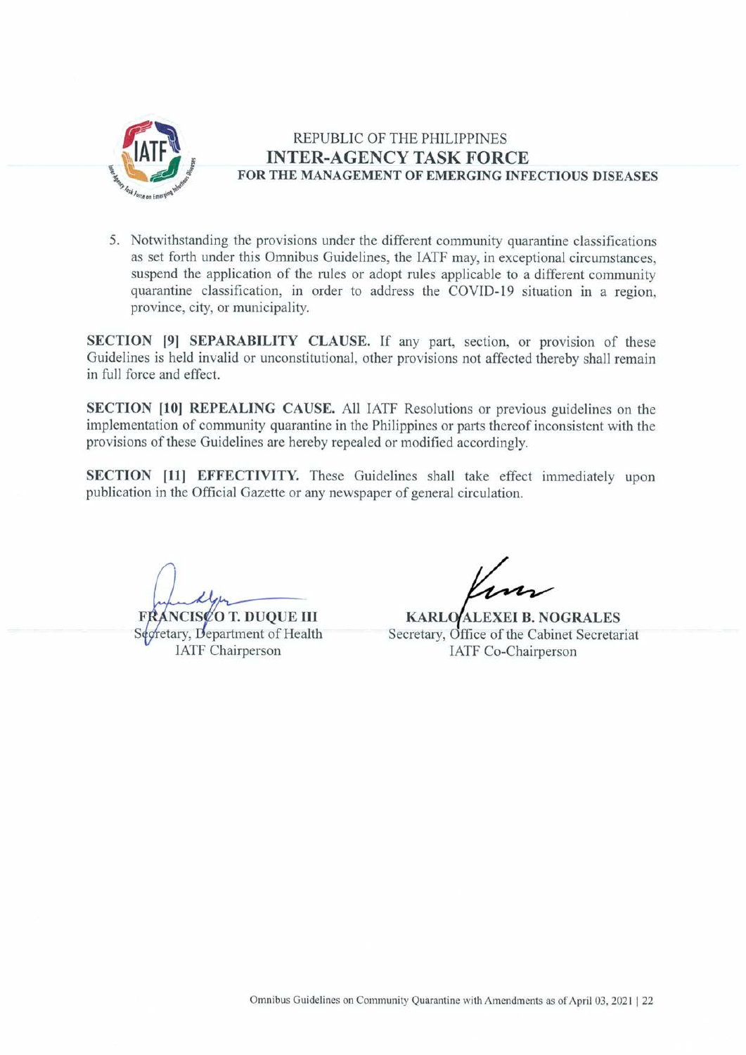5. Notwithstanding the provisions under the different community quarantine classifications as set forth under this Omnibus Guidelines, the IATF may, in exceptional circumstances, suspend the application of the rules or adopt rules applicable to a different community quarantine classification, in order to address the COVID-19 situation in a region, province, city, or municipality.

**SECTION [9] SEPARABILITY CLAUSE.** If any part, section, or provision of these Guidelines is held invalid or unconstitutional, other provisions not affected thereby shall remain in full force and effect.

**SECTION [10] REPEALING CAUSE.** All IATF Resolutions or previous guidelines on the implementation of community quarantine in the Philippines or parts thereof inconsistent with the provisions of these Guidelines are hereby repealed or modified accordingly.

**SECTION [11] EFFECTIVITY.** These Guidelines shall take effect immediately upon publication in the Official Gazette or any newspaper of general circulation.

**FRANCISCO T. DUQUE III**
Secretary, Department of Health
IATF Chairperson

**KARLO ALEXEI B. NOGRALES**
Secretary, Office of the Cabinet Secretariat
IATF Co-Chairperson